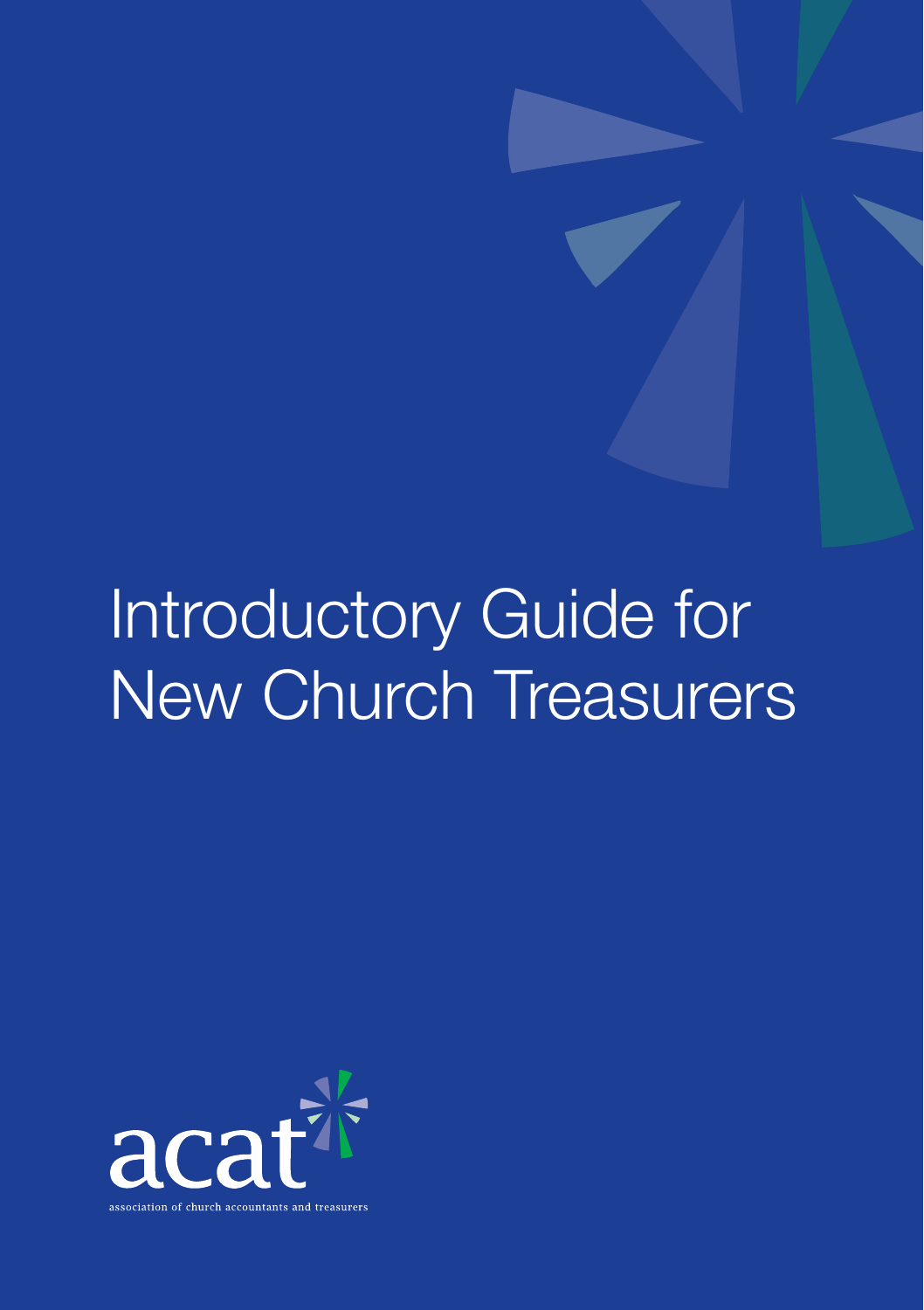# Introductory Guide for New Church Treasurers

acat

association of church accountants and treasurers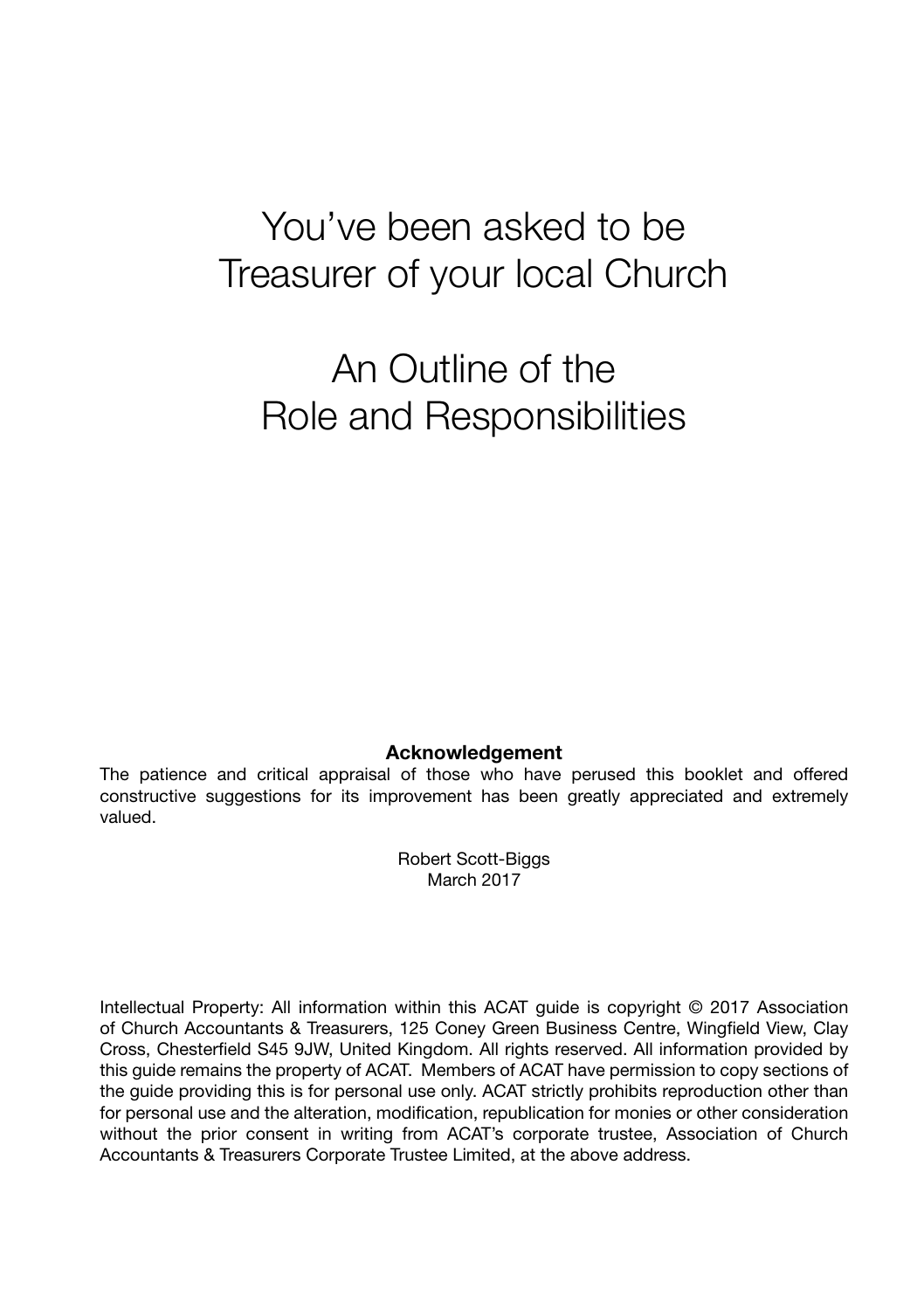# You've been asked to be Treasurer of your local Church

# An Outline of the Role and Responsibilities

**Acknowledgement**

The patience and critical appraisal of those who have perused this booklet and offered constructive suggestions for its improvement has been greatly appreciated and extremely valued.

Robert Scott-Biggs
March 2017

Intellectual Property: All information within this ACAT guide is copyright © 2017 Association of Church Accountants & Treasurers, 125 Coney Green Business Centre, Wingfield View, Clay Cross, Chesterfield S45 9JW, United Kingdom. All rights reserved. All information provided by this guide remains the property of ACAT. Members of ACAT have permission to copy sections of the guide providing this is for personal use only. ACAT strictly prohibits reproduction other than for personal use and the alteration, modification, republication for monies or other consideration without the prior consent in writing from ACAT's corporate trustee, Association of Church Accountants & Treasurers Corporate Trustee Limited, at the above address.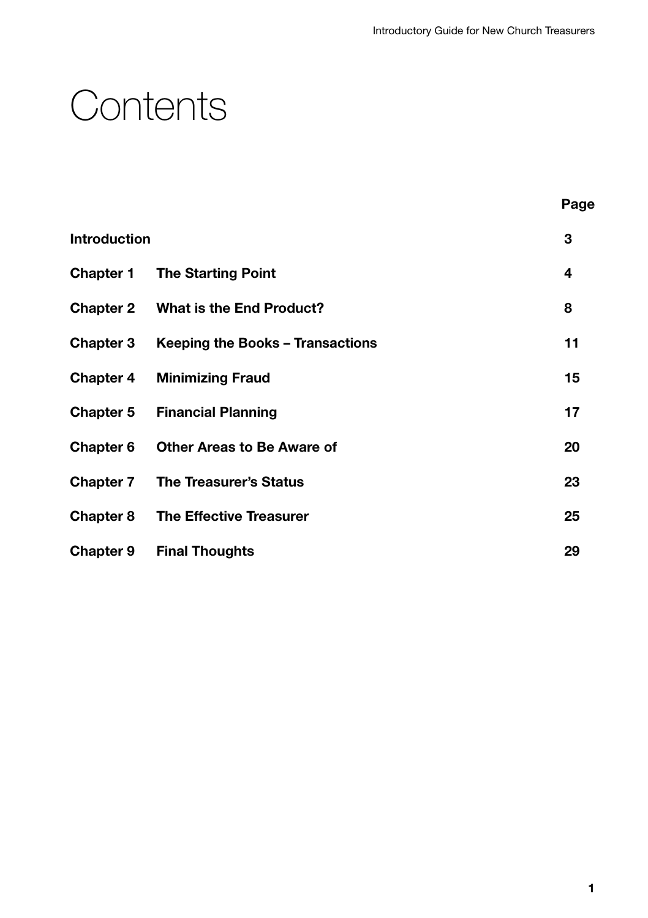# Contents

| | | Page |
|---|---|---|
| **Introduction** | | **3** |
| **Chapter 1** | **The Starting Point** | **4** |
| **Chapter 2** | **What is the End Product?** | **8** |
| **Chapter 3** | **Keeping the Books – Transactions** | **11** |
| **Chapter 4** | **Minimizing Fraud** | **15** |
| **Chapter 5** | **Financial Planning** | **17** |
| **Chapter 6** | **Other Areas to Be Aware of** | **20** |
| **Chapter 7** | **The Treasurer's Status** | **23** |
| **Chapter 8** | **The Effective Treasurer** | **25** |
| **Chapter 9** | **Final Thoughts** | **29** |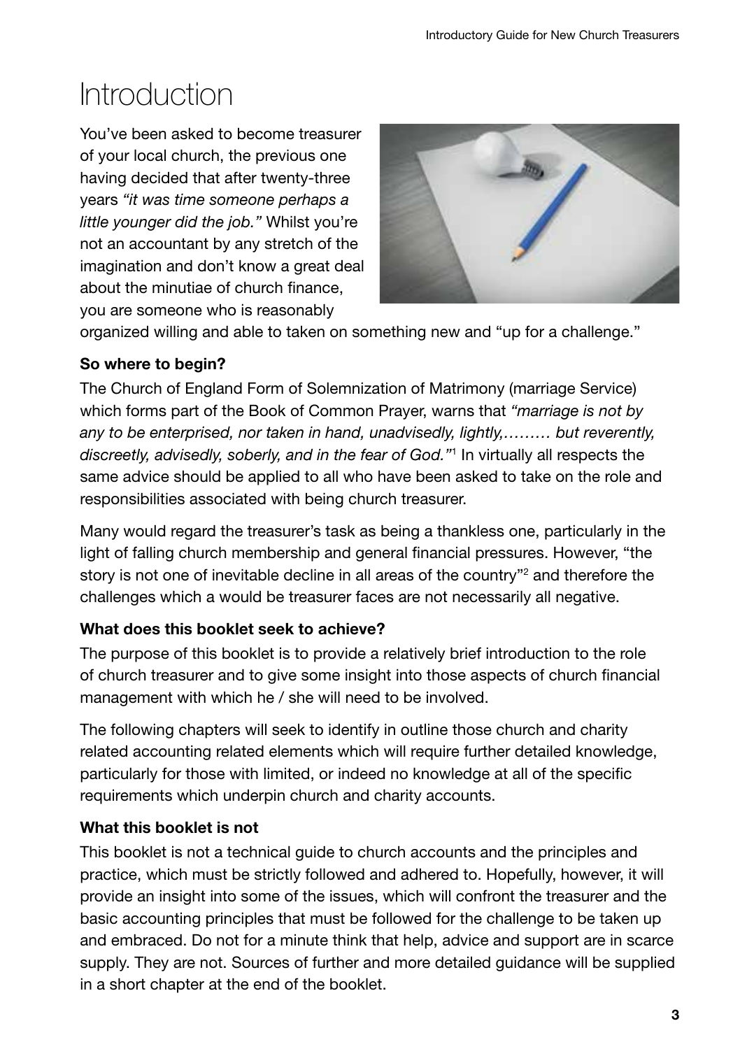# Introduction

You've been asked to become treasurer of your local church, the previous one having decided that after twenty-three years *"it was time someone perhaps a little younger did the job."* Whilst you're not an accountant by any stretch of the imagination and don't know a great deal about the minutiae of church finance, you are someone who is reasonably organized willing and able to taken on something new and "up for a challenge."

**So where to begin?**

The Church of England Form of Solemnization of Matrimony (marriage Service) which forms part of the Book of Common Prayer, warns that *"marriage is not by any to be enterprised, nor taken in hand, unadvisedly, lightly,……… but reverently, discreetly, advisedly, soberly, and in the fear of God."*[1] In virtually all respects the same advice should be applied to all who have been asked to take on the role and responsibilities associated with being church treasurer.

Many would regard the treasurer's task as being a thankless one, particularly in the light of falling church membership and general financial pressures. However, "the story is not one of inevitable decline in all areas of the country"[2] and therefore the challenges which a would be treasurer faces are not necessarily all negative.

**What does this booklet seek to achieve?**

The purpose of this booklet is to provide a relatively brief introduction to the role of church treasurer and to give some insight into those aspects of church financial management with which he / she will need to be involved.

The following chapters will seek to identify in outline those church and charity related accounting related elements which will require further detailed knowledge, particularly for those with limited, or indeed no knowledge at all of the specific requirements which underpin church and charity accounts.

**What this booklet is not**

This booklet is not a technical guide to church accounts and the principles and practice, which must be strictly followed and adhered to. Hopefully, however, it will provide an insight into some of the issues, which will confront the treasurer and the basic accounting principles that must be followed for the challenge to be taken up and embraced. Do not for a minute think that help, advice and support are in scarce supply. They are not. Sources of further and more detailed guidance will be supplied in a short chapter at the end of the booklet.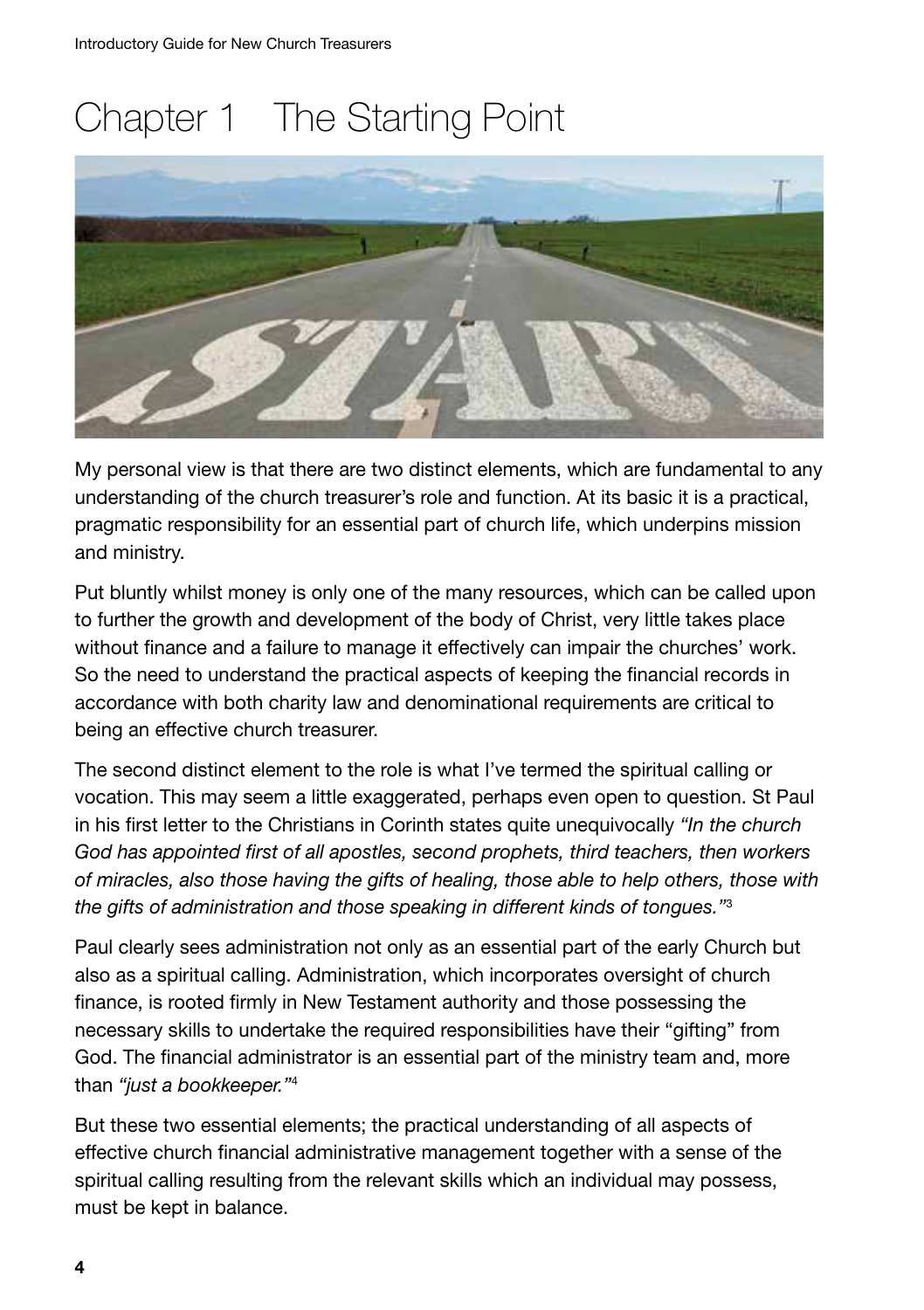# Chapter 1 The Starting Point

My personal view is that there are two distinct elements, which are fundamental to any understanding of the church treasurer's role and function. At its basic it is a practical, pragmatic responsibility for an essential part of church life, which underpins mission and ministry.

Put bluntly whilst money is only one of the many resources, which can be called upon to further the growth and development of the body of Christ, very little takes place without finance and a failure to manage it effectively can impair the churches' work. So the need to understand the practical aspects of keeping the financial records in accordance with both charity law and denominational requirements are critical to being an effective church treasurer.

The second distinct element to the role is what I've termed the spiritual calling or vocation. This may seem a little exaggerated, perhaps even open to question. St Paul in his first letter to the Christians in Corinth states quite unequivocally *"In the church God has appointed first of all apostles, second prophets, third teachers, then workers of miracles, also those having the gifts of healing, those able to help others, those with the gifts of administration and those speaking in different kinds of tongues."*[3]

Paul clearly sees administration not only as an essential part of the early Church but also as a spiritual calling. Administration, which incorporates oversight of church finance, is rooted firmly in New Testament authority and those possessing the necessary skills to undertake the required responsibilities have their "gifting" from God. The financial administrator is an essential part of the ministry team and, more than *"just a bookkeeper."*[4]

But these two essential elements; the practical understanding of all aspects of effective church financial administrative management together with a sense of the spiritual calling resulting from the relevant skills which an individual may possess, must be kept in balance.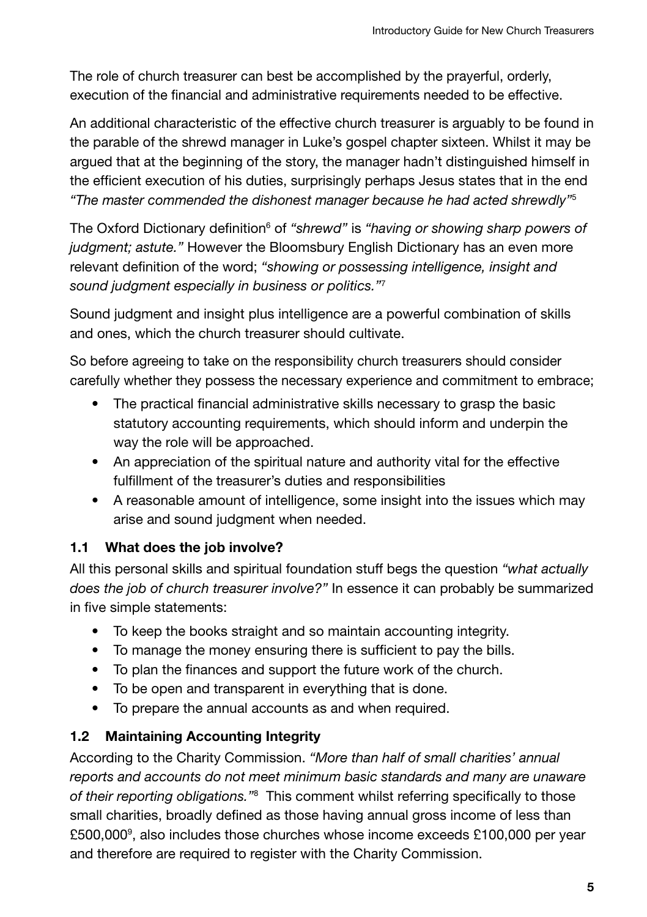The role of church treasurer can best be accomplished by the prayerful, orderly, execution of the financial and administrative requirements needed to be effective.

An additional characteristic of the effective church treasurer is arguably to be found in the parable of the shrewd manager in Luke's gospel chapter sixteen. Whilst it may be argued that at the beginning of the story, the manager hadn't distinguished himself in the efficient execution of his duties, surprisingly perhaps Jesus states that in the end *"The master commended the dishonest manager because he had acted shrewdly"*[5]

The Oxford Dictionary definition[6] of *"shrewd"* is *"having or showing sharp powers of judgment; astute."* However the Bloomsbury English Dictionary has an even more relevant definition of the word; *"showing or possessing intelligence, insight and sound judgment especially in business or politics."*[7]

Sound judgment and insight plus intelligence are a powerful combination of skills and ones, which the church treasurer should cultivate.

So before agreeing to take on the responsibility church treasurers should consider carefully whether they possess the necessary experience and commitment to embrace;

- The practical financial administrative skills necessary to grasp the basic statutory accounting requirements, which should inform and underpin the way the role will be approached.
- An appreciation of the spiritual nature and authority vital for the effective fulfillment of the treasurer's duties and responsibilities
- A reasonable amount of intelligence, some insight into the issues which may arise and sound judgment when needed.

### 1.1 What does the job involve?

All this personal skills and spiritual foundation stuff begs the question *"what actually does the job of church treasurer involve?"* In essence it can probably be summarized in five simple statements:

- To keep the books straight and so maintain accounting integrity.
- To manage the money ensuring there is sufficient to pay the bills.
- To plan the finances and support the future work of the church.
- To be open and transparent in everything that is done.
- To prepare the annual accounts as and when required.

### 1.2 Maintaining Accounting Integrity

According to the Charity Commission. *"More than half of small charities' annual reports and accounts do not meet minimum basic standards and many are unaware of their reporting obligations."*[8] This comment whilst referring specifically to those small charities, broadly defined as those having annual gross income of less than £500,000[9], also includes those churches whose income exceeds £100,000 per year and therefore are required to register with the Charity Commission.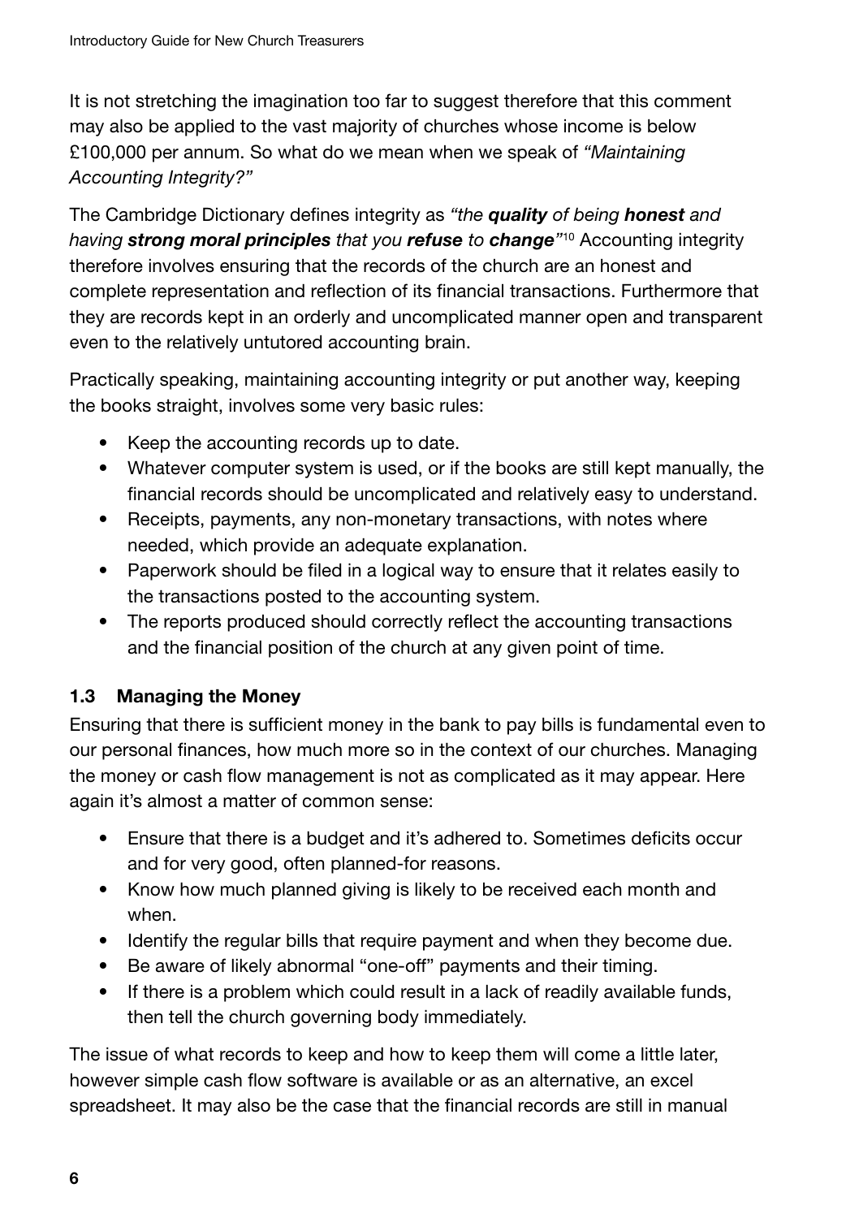It is not stretching the imagination too far to suggest therefore that this comment may also be applied to the vast majority of churches whose income is below £100,000 per annum. So what do we mean when we speak of *"Maintaining Accounting Integrity?"*

The Cambridge Dictionary defines integrity as *"the **quality** of being **honest** and having **strong moral principles** that you **refuse** to **change**"*[10] Accounting integrity therefore involves ensuring that the records of the church are an honest and complete representation and reflection of its financial transactions. Furthermore that they are records kept in an orderly and uncomplicated manner open and transparent even to the relatively untutored accounting brain.

Practically speaking, maintaining accounting integrity or put another way, keeping the books straight, involves some very basic rules:

- Keep the accounting records up to date.
- Whatever computer system is used, or if the books are still kept manually, the financial records should be uncomplicated and relatively easy to understand.
- Receipts, payments, any non-monetary transactions, with notes where needed, which provide an adequate explanation.
- Paperwork should be filed in a logical way to ensure that it relates easily to the transactions posted to the accounting system.
- The reports produced should correctly reflect the accounting transactions and the financial position of the church at any given point of time.

### 1.3 Managing the Money

Ensuring that there is sufficient money in the bank to pay bills is fundamental even to our personal finances, how much more so in the context of our churches. Managing the money or cash flow management is not as complicated as it may appear. Here again it's almost a matter of common sense:

- Ensure that there is a budget and it's adhered to. Sometimes deficits occur and for very good, often planned-for reasons.
- Know how much planned giving is likely to be received each month and when.
- Identify the regular bills that require payment and when they become due.
- Be aware of likely abnormal "one-off" payments and their timing.
- If there is a problem which could result in a lack of readily available funds, then tell the church governing body immediately.

The issue of what records to keep and how to keep them will come a little later, however simple cash flow software is available or as an alternative, an excel spreadsheet. It may also be the case that the financial records are still in manual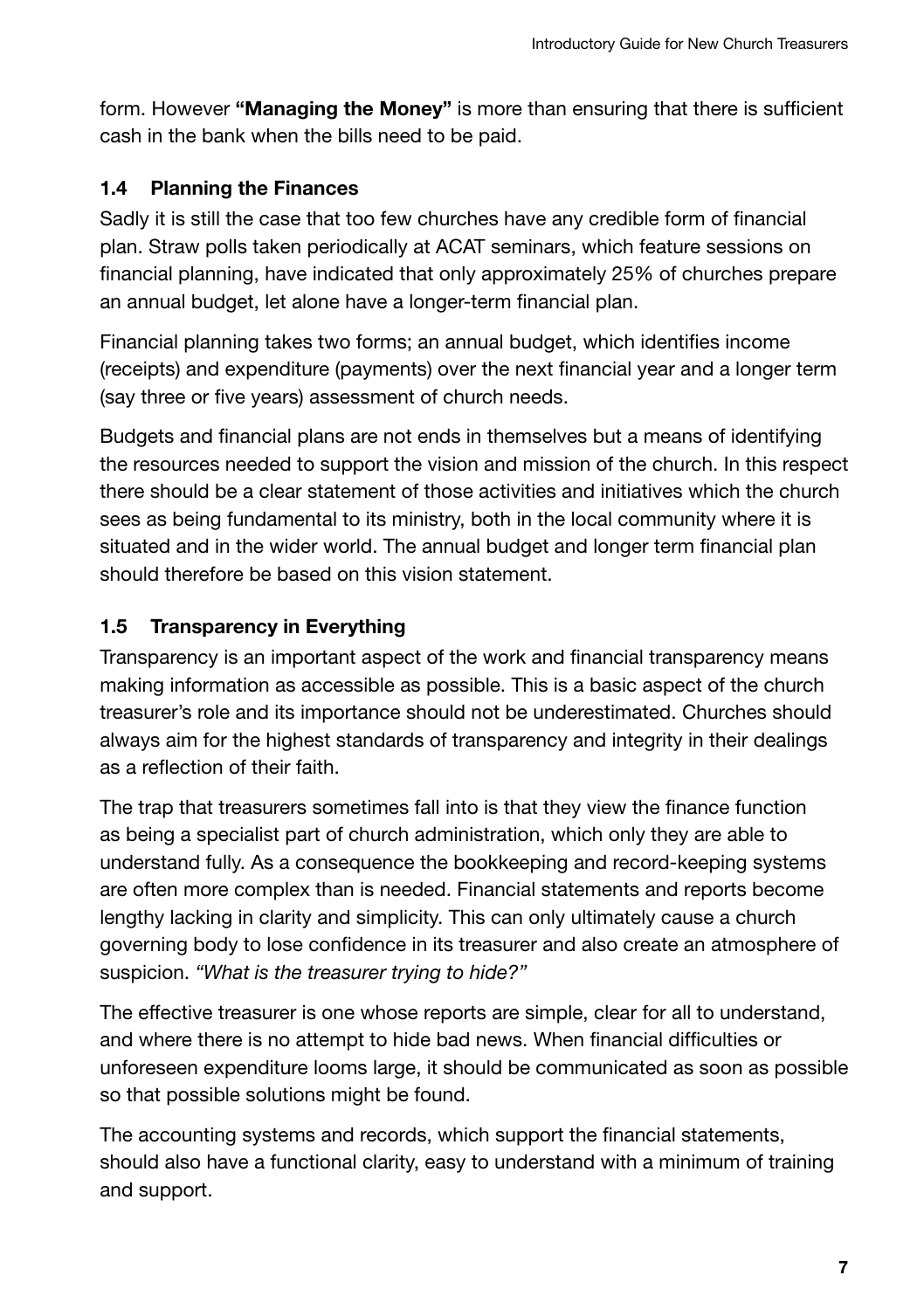form. However **"Managing the Money"** is more than ensuring that there is sufficient cash in the bank when the bills need to be paid.

### 1.4 Planning the Finances

Sadly it is still the case that too few churches have any credible form of financial plan. Straw polls taken periodically at ACAT seminars, which feature sessions on financial planning, have indicated that only approximately 25% of churches prepare an annual budget, let alone have a longer-term financial plan.

Financial planning takes two forms; an annual budget, which identifies income (receipts) and expenditure (payments) over the next financial year and a longer term (say three or five years) assessment of church needs.

Budgets and financial plans are not ends in themselves but a means of identifying the resources needed to support the vision and mission of the church. In this respect there should be a clear statement of those activities and initiatives which the church sees as being fundamental to its ministry, both in the local community where it is situated and in the wider world. The annual budget and longer term financial plan should therefore be based on this vision statement.

### 1.5 Transparency in Everything

Transparency is an important aspect of the work and financial transparency means making information as accessible as possible. This is a basic aspect of the church treasurer's role and its importance should not be underestimated. Churches should always aim for the highest standards of transparency and integrity in their dealings as a reflection of their faith.

The trap that treasurers sometimes fall into is that they view the finance function as being a specialist part of church administration, which only they are able to understand fully. As a consequence the bookkeeping and record-keeping systems are often more complex than is needed. Financial statements and reports become lengthy lacking in clarity and simplicity. This can only ultimately cause a church governing body to lose confidence in its treasurer and also create an atmosphere of suspicion. *"What is the treasurer trying to hide?"*

The effective treasurer is one whose reports are simple, clear for all to understand, and where there is no attempt to hide bad news. When financial difficulties or unforeseen expenditure looms large, it should be communicated as soon as possible so that possible solutions might be found.

The accounting systems and records, which support the financial statements, should also have a functional clarity, easy to understand with a minimum of training and support.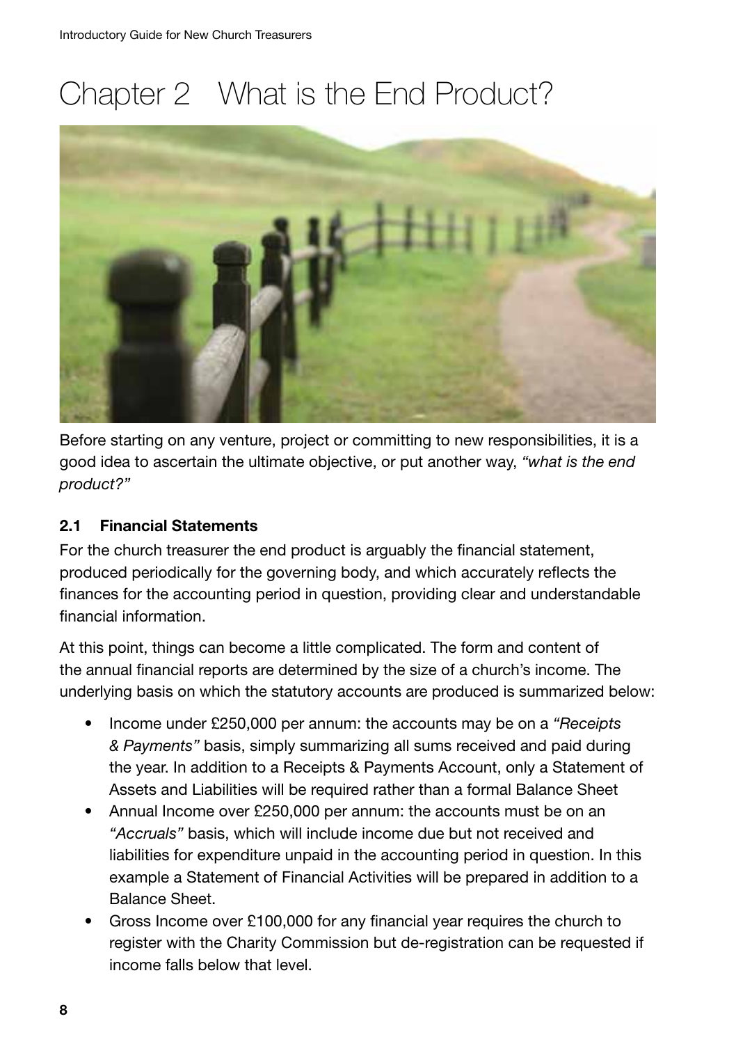# Chapter 2 What is the End Product?

Before starting on any venture, project or committing to new responsibilities, it is a good idea to ascertain the ultimate objective, or put another way, *"what is the end product?"*

## 2.1 Financial Statements

For the church treasurer the end product is arguably the financial statement, produced periodically for the governing body, and which accurately reflects the finances for the accounting period in question, providing clear and understandable financial information.

At this point, things can become a little complicated. The form and content of the annual financial reports are determined by the size of a church's income. The underlying basis on which the statutory accounts are produced is summarized below:

- Income under £250,000 per annum: the accounts may be on a *"Receipts & Payments"* basis, simply summarizing all sums received and paid during the year. In addition to a Receipts & Payments Account, only a Statement of Assets and Liabilities will be required rather than a formal Balance Sheet
- Annual Income over £250,000 per annum: the accounts must be on an *"Accruals"* basis, which will include income due but not received and liabilities for expenditure unpaid in the accounting period in question. In this example a Statement of Financial Activities will be prepared in addition to a Balance Sheet.
- Gross Income over £100,000 for any financial year requires the church to register with the Charity Commission but de-registration can be requested if income falls below that level.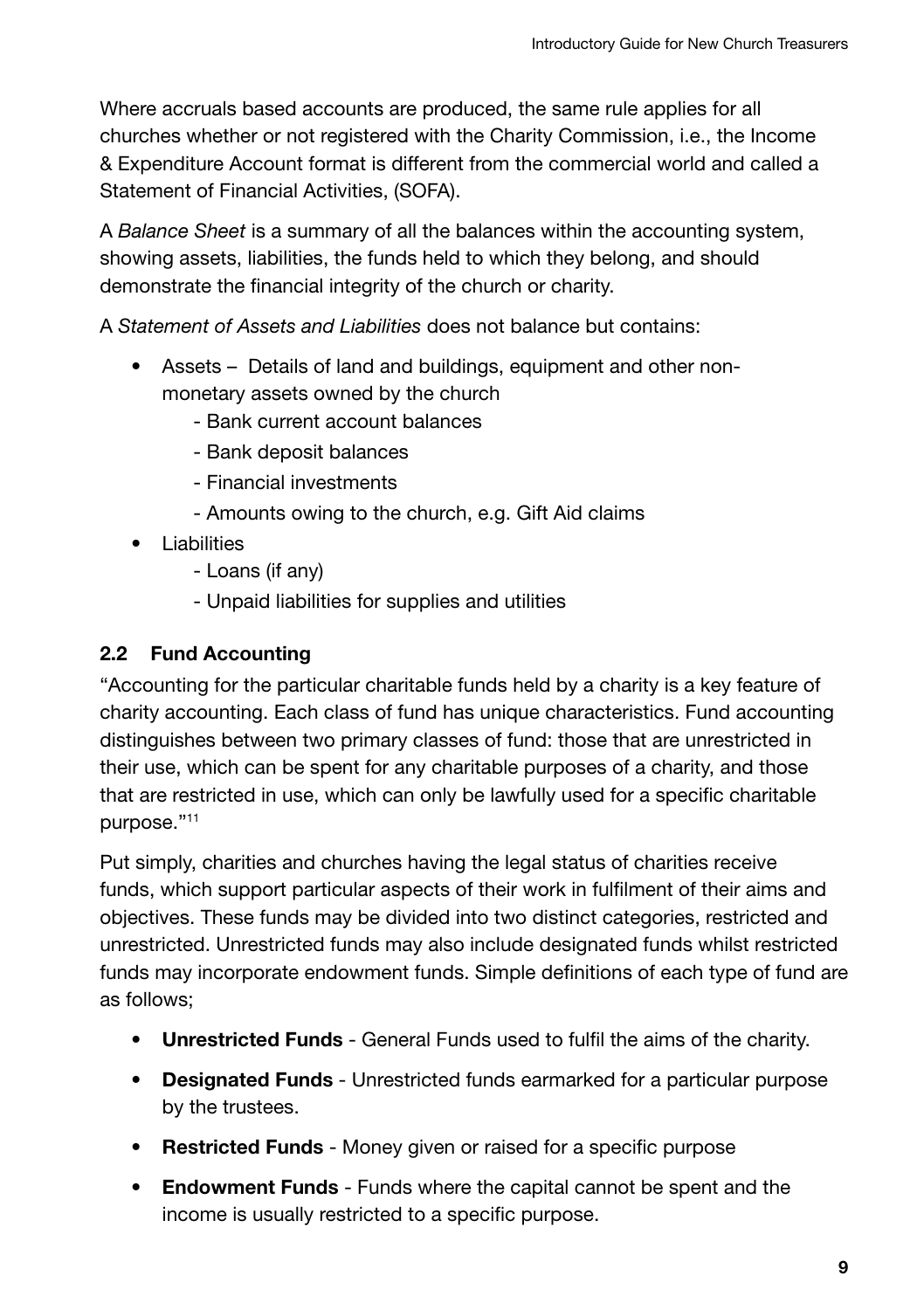Where accruals based accounts are produced, the same rule applies for all churches whether or not registered with the Charity Commission, i.e., the Income & Expenditure Account format is different from the commercial world and called a Statement of Financial Activities, (SOFA).

A *Balance Sheet* is a summary of all the balances within the accounting system, showing assets, liabilities, the funds held to which they belong, and should demonstrate the financial integrity of the church or charity.

A *Statement of Assets and Liabilities* does not balance but contains:

- Assets – Details of land and buildings, equipment and other non-monetary assets owned by the church
    - Bank current account balances
    - Bank deposit balances
    - Financial investments
    - Amounts owing to the church, e.g. Gift Aid claims
- Liabilities
    - Loans (if any)
    - Unpaid liabilities for supplies and utilities

## 2.2 Fund Accounting

"Accounting for the particular charitable funds held by a charity is a key feature of charity accounting. Each class of fund has unique characteristics. Fund accounting distinguishes between two primary classes of fund: those that are unrestricted in their use, which can be spent for any charitable purposes of a charity, and those that are restricted in use, which can only be lawfully used for a specific charitable purpose."[11]

Put simply, charities and churches having the legal status of charities receive funds, which support particular aspects of their work in fulfilment of their aims and objectives. These funds may be divided into two distinct categories, restricted and unrestricted. Unrestricted funds may also include designated funds whilst restricted funds may incorporate endowment funds. Simple definitions of each type of fund are as follows;

- **Unrestricted Funds** - General Funds used to fulfil the aims of the charity.
- **Designated Funds** - Unrestricted funds earmarked for a particular purpose by the trustees.
- **Restricted Funds** - Money given or raised for a specific purpose
- **Endowment Funds** - Funds where the capital cannot be spent and the income is usually restricted to a specific purpose.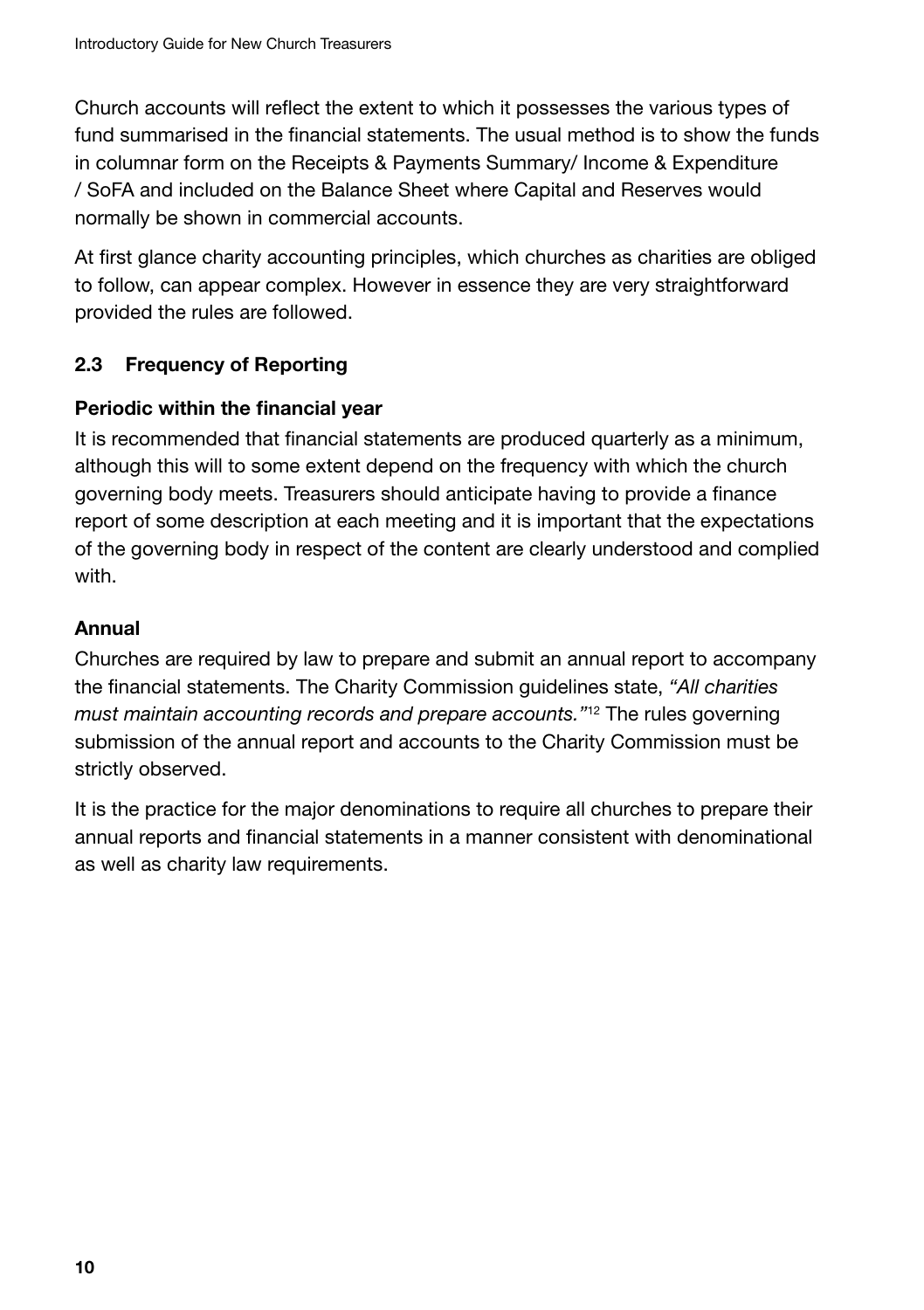Church accounts will reflect the extent to which it possesses the various types of fund summarised in the financial statements. The usual method is to show the funds in columnar form on the Receipts & Payments Summary/ Income & Expenditure / SoFA and included on the Balance Sheet where Capital and Reserves would normally be shown in commercial accounts.

At first glance charity accounting principles, which churches as charities are obliged to follow, can appear complex. However in essence they are very straightforward provided the rules are followed.

## 2.3 Frequency of Reporting

### Periodic within the financial year

It is recommended that financial statements are produced quarterly as a minimum, although this will to some extent depend on the frequency with which the church governing body meets. Treasurers should anticipate having to provide a finance report of some description at each meeting and it is important that the expectations of the governing body in respect of the content are clearly understood and complied with.

### Annual

Churches are required by law to prepare and submit an annual report to accompany the financial statements. The Charity Commission guidelines state, *"All charities must maintain accounting records and prepare accounts."*[12] The rules governing submission of the annual report and accounts to the Charity Commission must be strictly observed.

It is the practice for the major denominations to require all churches to prepare their annual reports and financial statements in a manner consistent with denominational as well as charity law requirements.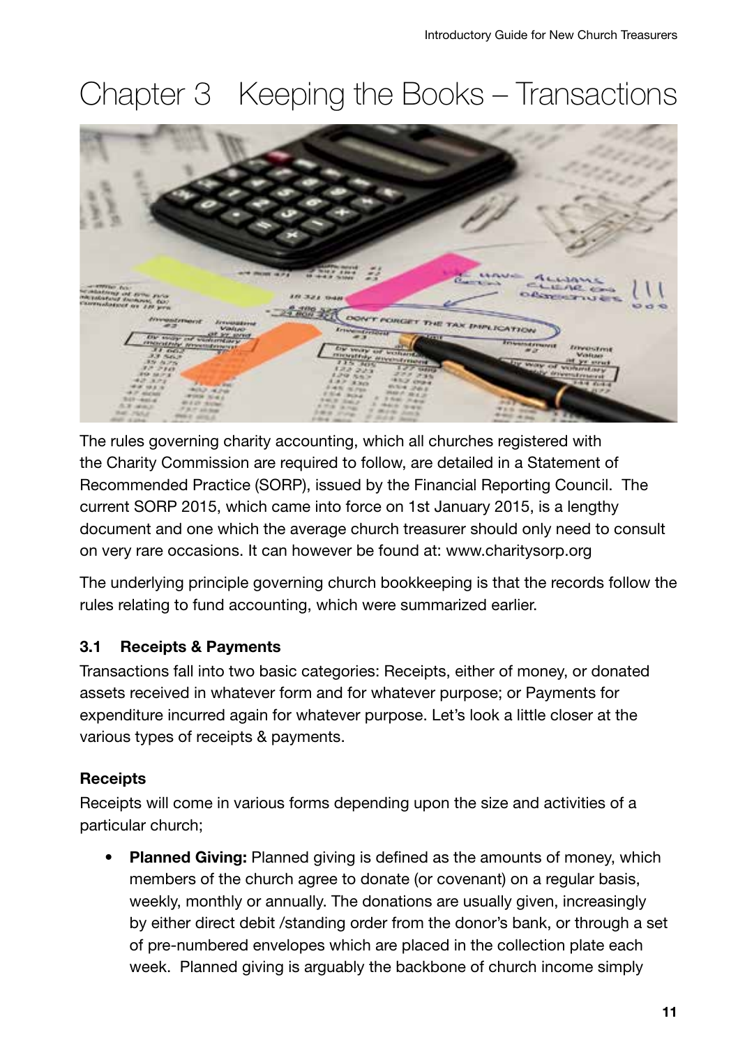# Chapter 3 Keeping the Books – Transactions

The rules governing charity accounting, which all churches registered with the Charity Commission are required to follow, are detailed in a Statement of Recommended Practice (SORP), issued by the Financial Reporting Council. The current SORP 2015, which came into force on 1st January 2015, is a lengthy document and one which the average church treasurer should only need to consult on very rare occasions. It can however be found at: www.charitysorp.org

The underlying principle governing church bookkeeping is that the records follow the rules relating to fund accounting, which were summarized earlier.

### 3.1 Receipts & Payments

Transactions fall into two basic categories: Receipts, either of money, or donated assets received in whatever form and for whatever purpose; or Payments for expenditure incurred again for whatever purpose. Let's look a little closer at the various types of receipts & payments.

#### Receipts

Receipts will come in various forms depending upon the size and activities of a particular church;

- **Planned Giving:** Planned giving is defined as the amounts of money, which members of the church agree to donate (or covenant) on a regular basis, weekly, monthly or annually. The donations are usually given, increasingly by either direct debit /standing order from the donor's bank, or through a set of pre-numbered envelopes which are placed in the collection plate each week. Planned giving is arguably the backbone of church income simply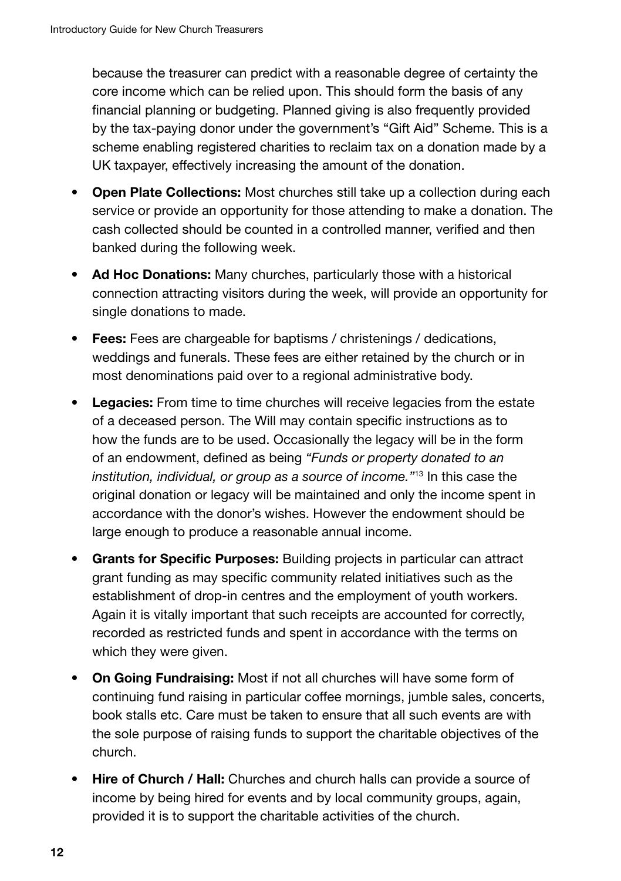because the treasurer can predict with a reasonable degree of certainty the core income which can be relied upon. This should form the basis of any financial planning or budgeting. Planned giving is also frequently provided by the tax-paying donor under the government's "Gift Aid" Scheme. This is a scheme enabling registered charities to reclaim tax on a donation made by a UK taxpayer, effectively increasing the amount of the donation.

- **Open Plate Collections:** Most churches still take up a collection during each service or provide an opportunity for those attending to make a donation. The cash collected should be counted in a controlled manner, verified and then banked during the following week.
- **Ad Hoc Donations:** Many churches, particularly those with a historical connection attracting visitors during the week, will provide an opportunity for single donations to made.
- **Fees:** Fees are chargeable for baptisms / christenings / dedications, weddings and funerals. These fees are either retained by the church or in most denominations paid over to a regional administrative body.
- **Legacies:** From time to time churches will receive legacies from the estate of a deceased person. The Will may contain specific instructions as to how the funds are to be used. Occasionally the legacy will be in the form of an endowment, defined as being *"Funds or property donated to an institution, individual, or group as a source of income."*[13] In this case the original donation or legacy will be maintained and only the income spent in accordance with the donor's wishes. However the endowment should be large enough to produce a reasonable annual income.
- **Grants for Specific Purposes:** Building projects in particular can attract grant funding as may specific community related initiatives such as the establishment of drop-in centres and the employment of youth workers. Again it is vitally important that such receipts are accounted for correctly, recorded as restricted funds and spent in accordance with the terms on which they were given.
- **On Going Fundraising:** Most if not all churches will have some form of continuing fund raising in particular coffee mornings, jumble sales, concerts, book stalls etc. Care must be taken to ensure that all such events are with the sole purpose of raising funds to support the charitable objectives of the church.
- **Hire of Church / Hall:** Churches and church halls can provide a source of income by being hired for events and by local community groups, again, provided it is to support the charitable activities of the church.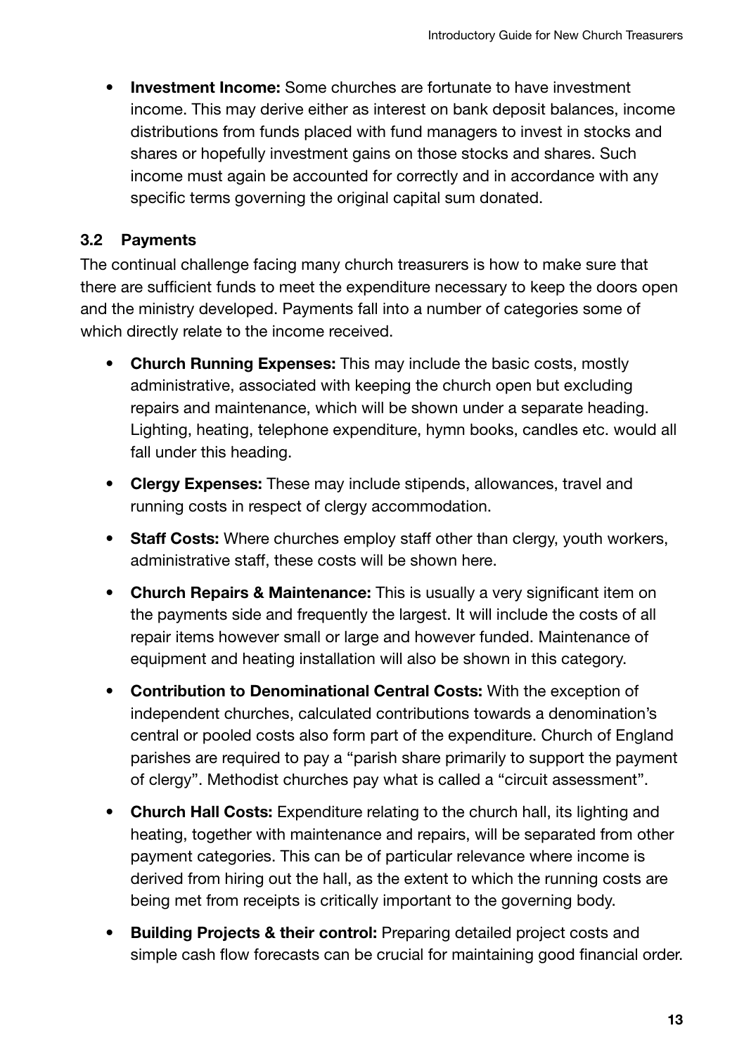- **Investment Income:** Some churches are fortunate to have investment income. This may derive either as interest on bank deposit balances, income distributions from funds placed with fund managers to invest in stocks and shares or hopefully investment gains on those stocks and shares. Such income must again be accounted for correctly and in accordance with any specific terms governing the original capital sum donated.

### 3.2 Payments

The continual challenge facing many church treasurers is how to make sure that there are sufficient funds to meet the expenditure necessary to keep the doors open and the ministry developed. Payments fall into a number of categories some of which directly relate to the income received.

- **Church Running Expenses:** This may include the basic costs, mostly administrative, associated with keeping the church open but excluding repairs and maintenance, which will be shown under a separate heading. Lighting, heating, telephone expenditure, hymn books, candles etc. would all fall under this heading.
- **Clergy Expenses:** These may include stipends, allowances, travel and running costs in respect of clergy accommodation.
- **Staff Costs:** Where churches employ staff other than clergy, youth workers, administrative staff, these costs will be shown here.
- **Church Repairs & Maintenance:** This is usually a very significant item on the payments side and frequently the largest. It will include the costs of all repair items however small or large and however funded. Maintenance of equipment and heating installation will also be shown in this category.
- **Contribution to Denominational Central Costs:** With the exception of independent churches, calculated contributions towards a denomination's central or pooled costs also form part of the expenditure. Church of England parishes are required to pay a "parish share primarily to support the payment of clergy". Methodist churches pay what is called a "circuit assessment".
- **Church Hall Costs:** Expenditure relating to the church hall, its lighting and heating, together with maintenance and repairs, will be separated from other payment categories. This can be of particular relevance where income is derived from hiring out the hall, as the extent to which the running costs are being met from receipts is critically important to the governing body.
- **Building Projects & their control:** Preparing detailed project costs and simple cash flow forecasts can be crucial for maintaining good financial order.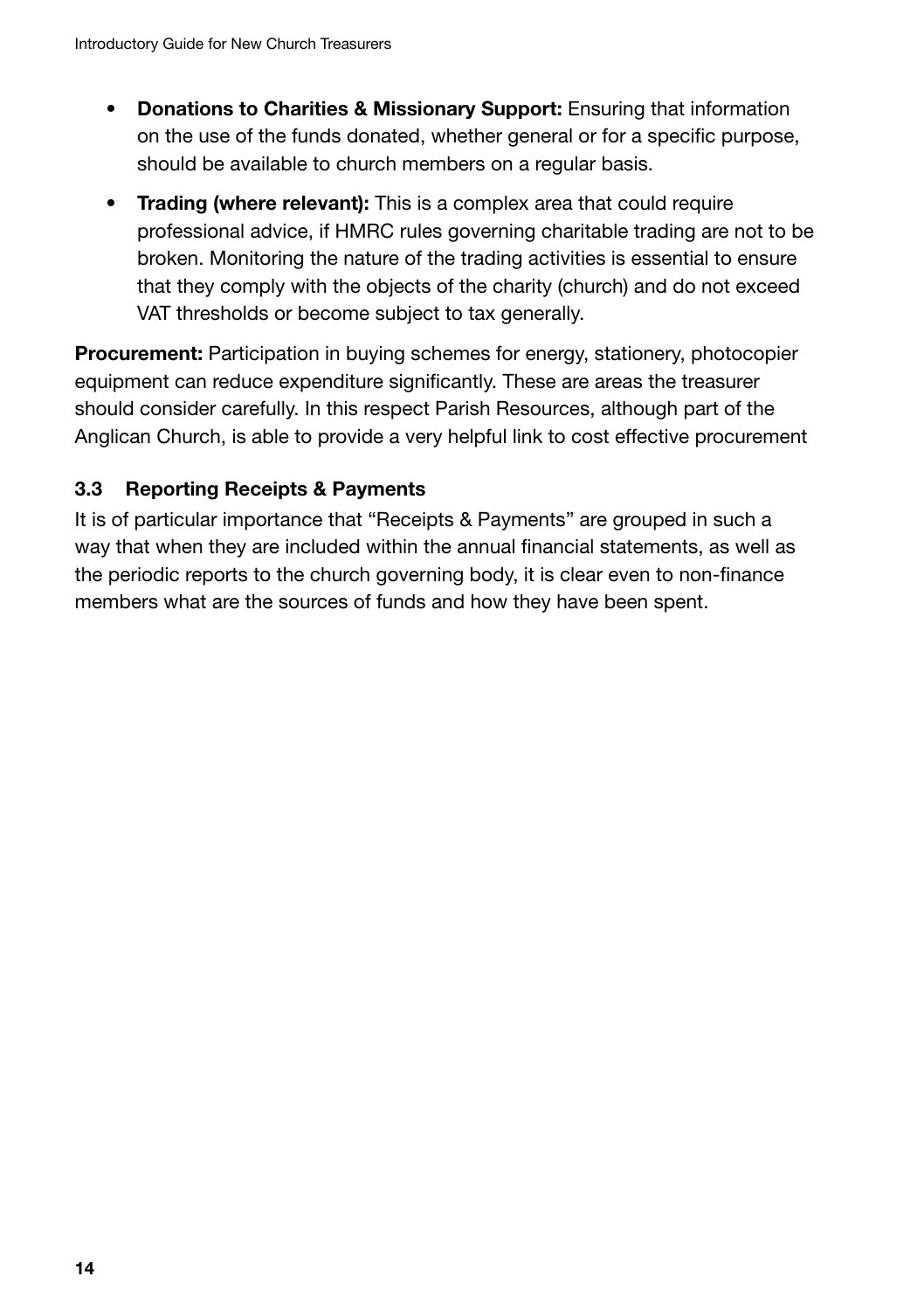- **Donations to Charities & Missionary Support:** Ensuring that information on the use of the funds donated, whether general or for a specific purpose, should be available to church members on a regular basis.
- **Trading (where relevant):** This is a complex area that could require professional advice, if HMRC rules governing charitable trading are not to be broken. Monitoring the nature of the trading activities is essential to ensure that they comply with the objects of the charity (church) and do not exceed VAT thresholds or become subject to tax generally.

**Procurement:** Participation in buying schemes for energy, stationery, photocopier equipment can reduce expenditure significantly. These are areas the treasurer should consider carefully. In this respect Parish Resources, although part of the Anglican Church, is able to provide a very helpful link to cost effective procurement

### 3.3 Reporting Receipts & Payments

It is of particular importance that "Receipts & Payments" are grouped in such a way that when they are included within the annual financial statements, as well as the periodic reports to the church governing body, it is clear even to non-finance members what are the sources of funds and how they have been spent.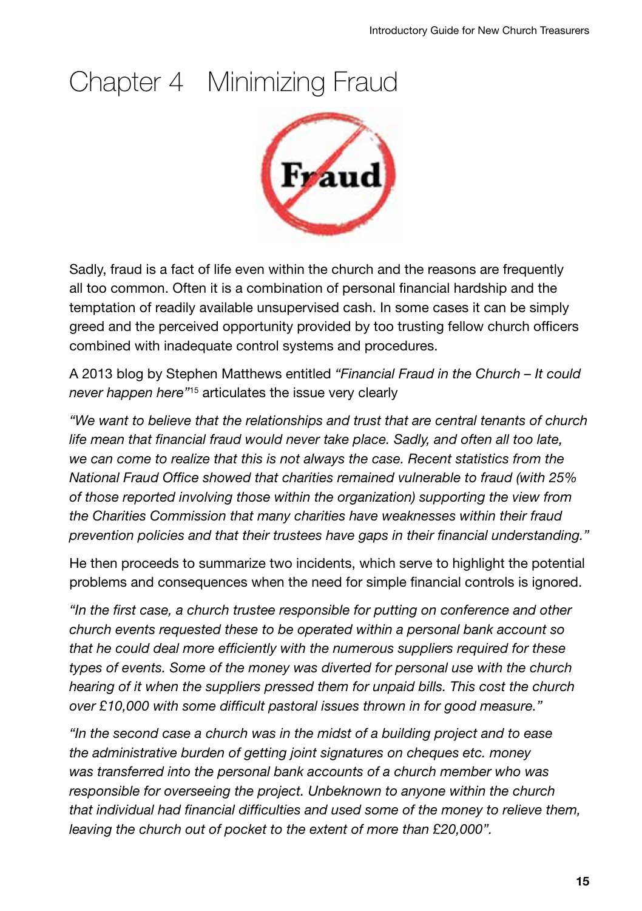# Chapter 4 Minimizing Fraud

Sadly, fraud is a fact of life even within the church and the reasons are frequently all too common. Often it is a combination of personal financial hardship and the temptation of readily available unsupervised cash. In some cases it can be simply greed and the perceived opportunity provided by too trusting fellow church officers combined with inadequate control systems and procedures.

A 2013 blog by Stephen Matthews entitled *"Financial Fraud in the Church – It could never happen here"*[15] articulates the issue very clearly

*"We want to believe that the relationships and trust that are central tenants of church life mean that financial fraud would never take place. Sadly, and often all too late, we can come to realize that this is not always the case. Recent statistics from the National Fraud Office showed that charities remained vulnerable to fraud (with 25% of those reported involving those within the organization) supporting the view from the Charities Commission that many charities have weaknesses within their fraud prevention policies and that their trustees have gaps in their financial understanding."*

He then proceeds to summarize two incidents, which serve to highlight the potential problems and consequences when the need for simple financial controls is ignored.

*"In the first case, a church trustee responsible for putting on conference and other church events requested these to be operated within a personal bank account so that he could deal more efficiently with the numerous suppliers required for these types of events. Some of the money was diverted for personal use with the church hearing of it when the suppliers pressed them for unpaid bills. This cost the church over £10,000 with some difficult pastoral issues thrown in for good measure."*

*"In the second case a church was in the midst of a building project and to ease the administrative burden of getting joint signatures on cheques etc. money was transferred into the personal bank accounts of a church member who was responsible for overseeing the project. Unbeknown to anyone within the church that individual had financial difficulties and used some of the money to relieve them, leaving the church out of pocket to the extent of more than £20,000".*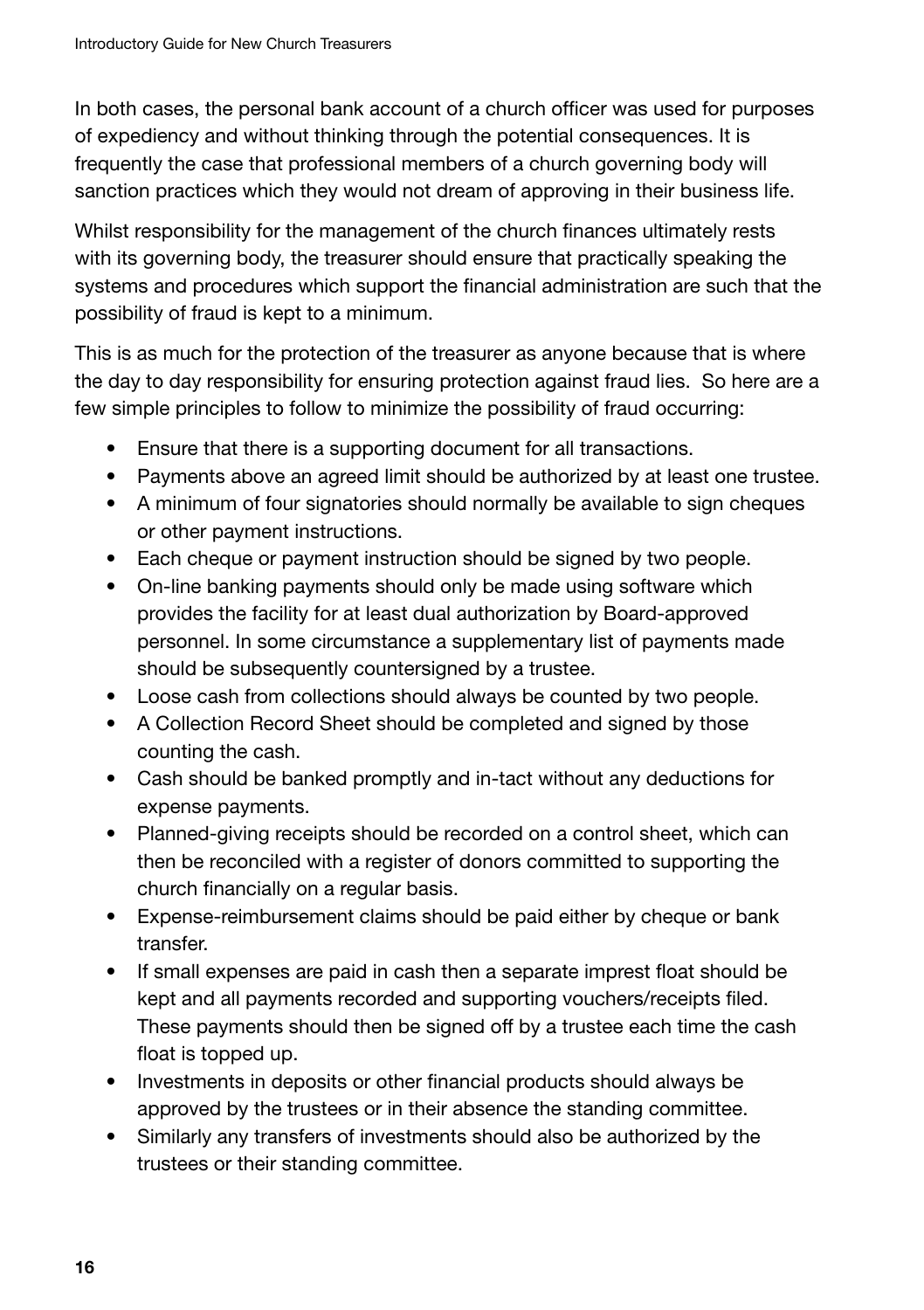In both cases, the personal bank account of a church officer was used for purposes of expediency and without thinking through the potential consequences. It is frequently the case that professional members of a church governing body will sanction practices which they would not dream of approving in their business life.

Whilst responsibility for the management of the church finances ultimately rests with its governing body, the treasurer should ensure that practically speaking the systems and procedures which support the financial administration are such that the possibility of fraud is kept to a minimum.

This is as much for the protection of the treasurer as anyone because that is where the day to day responsibility for ensuring protection against fraud lies. So here are a few simple principles to follow to minimize the possibility of fraud occurring:

- Ensure that there is a supporting document for all transactions.
- Payments above an agreed limit should be authorized by at least one trustee.
- A minimum of four signatories should normally be available to sign cheques or other payment instructions.
- Each cheque or payment instruction should be signed by two people.
- On-line banking payments should only be made using software which provides the facility for at least dual authorization by Board-approved personnel. In some circumstance a supplementary list of payments made should be subsequently countersigned by a trustee.
- Loose cash from collections should always be counted by two people.
- A Collection Record Sheet should be completed and signed by those counting the cash.
- Cash should be banked promptly and in-tact without any deductions for expense payments.
- Planned-giving receipts should be recorded on a control sheet, which can then be reconciled with a register of donors committed to supporting the church financially on a regular basis.
- Expense-reimbursement claims should be paid either by cheque or bank transfer.
- If small expenses are paid in cash then a separate imprest float should be kept and all payments recorded and supporting vouchers/receipts filed. These payments should then be signed off by a trustee each time the cash float is topped up.
- Investments in deposits or other financial products should always be approved by the trustees or in their absence the standing committee.
- Similarly any transfers of investments should also be authorized by the trustees or their standing committee.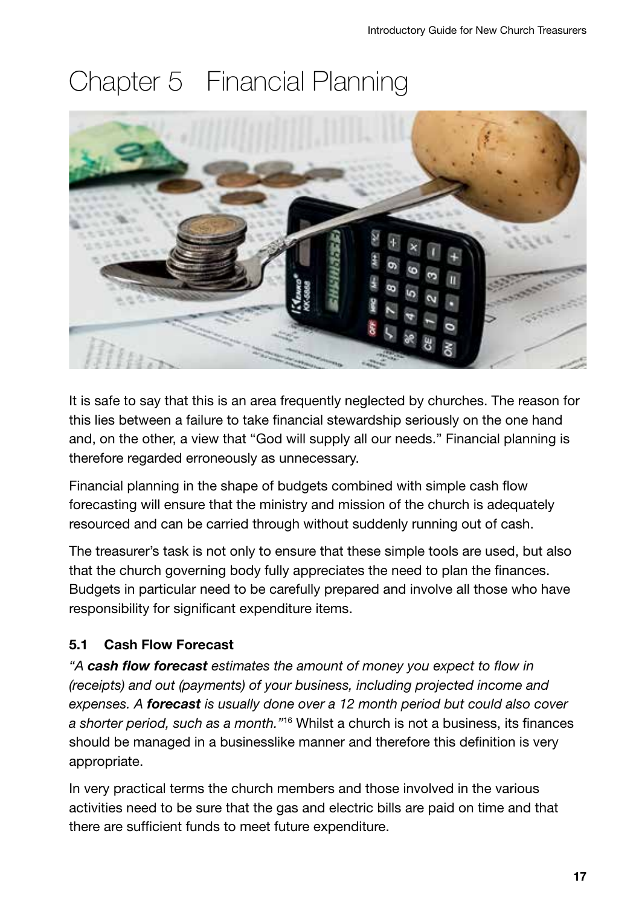# Chapter 5 Financial Planning

It is safe to say that this is an area frequently neglected by churches. The reason for this lies between a failure to take financial stewardship seriously on the one hand and, on the other, a view that "God will supply all our needs." Financial planning is therefore regarded erroneously as unnecessary.

Financial planning in the shape of budgets combined with simple cash flow forecasting will ensure that the ministry and mission of the church is adequately resourced and can be carried through without suddenly running out of cash.

The treasurer's task is not only to ensure that these simple tools are used, but also that the church governing body fully appreciates the need to plan the finances. Budgets in particular need to be carefully prepared and involve all those who have responsibility for significant expenditure items.

### 5.1 Cash Flow Forecast

*"A **cash flow forecast** estimates the amount of money you expect to flow in (receipts) and out (payments) of your business, including projected income and expenses. A **forecast** is usually done over a 12 month period but could also cover a shorter period, such as a month."*[16] Whilst a church is not a business, its finances should be managed in a businesslike manner and therefore this definition is very appropriate.

In very practical terms the church members and those involved in the various activities need to be sure that the gas and electric bills are paid on time and that there are sufficient funds to meet future expenditure.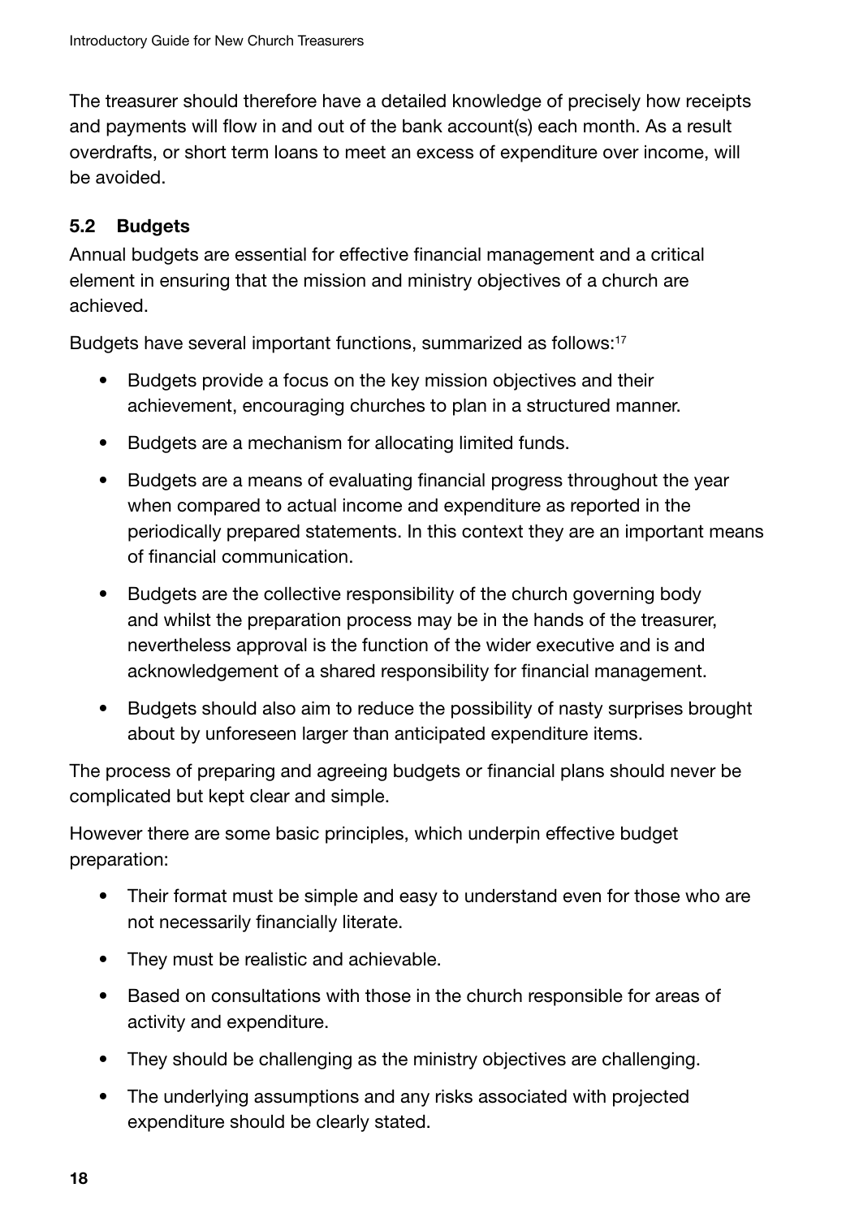The treasurer should therefore have a detailed knowledge of precisely how receipts and payments will flow in and out of the bank account(s) each month. As a result overdrafts, or short term loans to meet an excess of expenditure over income, will be avoided.

### 5.2 Budgets

Annual budgets are essential for effective financial management and a critical element in ensuring that the mission and ministry objectives of a church are achieved.

Budgets have several important functions, summarized as follows:[17]

- Budgets provide a focus on the key mission objectives and their achievement, encouraging churches to plan in a structured manner.
- Budgets are a mechanism for allocating limited funds.
- Budgets are a means of evaluating financial progress throughout the year when compared to actual income and expenditure as reported in the periodically prepared statements. In this context they are an important means of financial communication.
- Budgets are the collective responsibility of the church governing body and whilst the preparation process may be in the hands of the treasurer, nevertheless approval is the function of the wider executive and is and acknowledgement of a shared responsibility for financial management.
- Budgets should also aim to reduce the possibility of nasty surprises brought about by unforeseen larger than anticipated expenditure items.

The process of preparing and agreeing budgets or financial plans should never be complicated but kept clear and simple.

However there are some basic principles, which underpin effective budget preparation:

- Their format must be simple and easy to understand even for those who are not necessarily financially literate.
- They must be realistic and achievable.
- Based on consultations with those in the church responsible for areas of activity and expenditure.
- They should be challenging as the ministry objectives are challenging.
- The underlying assumptions and any risks associated with projected expenditure should be clearly stated.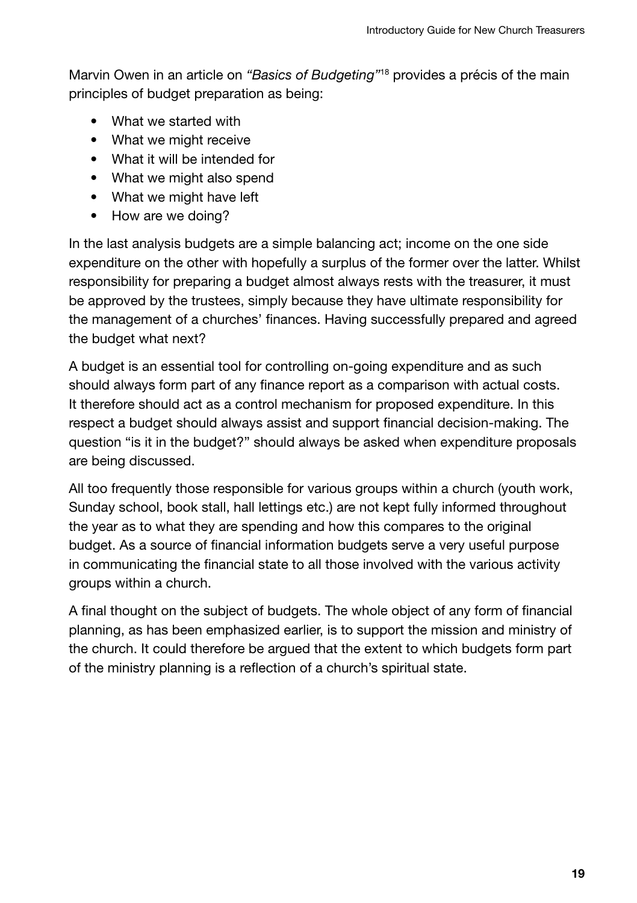Marvin Owen in an article on *"Basics of Budgeting"*[18] provides a précis of the main principles of budget preparation as being:

- What we started with
- What we might receive
- What it will be intended for
- What we might also spend
- What we might have left
- How are we doing?

In the last analysis budgets are a simple balancing act; income on the one side expenditure on the other with hopefully a surplus of the former over the latter. Whilst responsibility for preparing a budget almost always rests with the treasurer, it must be approved by the trustees, simply because they have ultimate responsibility for the management of a churches' finances. Having successfully prepared and agreed the budget what next?

A budget is an essential tool for controlling on-going expenditure and as such should always form part of any finance report as a comparison with actual costs. It therefore should act as a control mechanism for proposed expenditure. In this respect a budget should always assist and support financial decision-making. The question "is it in the budget?" should always be asked when expenditure proposals are being discussed.

All too frequently those responsible for various groups within a church (youth work, Sunday school, book stall, hall lettings etc.) are not kept fully informed throughout the year as to what they are spending and how this compares to the original budget. As a source of financial information budgets serve a very useful purpose in communicating the financial state to all those involved with the various activity groups within a church.

A final thought on the subject of budgets. The whole object of any form of financial planning, as has been emphasized earlier, is to support the mission and ministry of the church. It could therefore be argued that the extent to which budgets form part of the ministry planning is a reflection of a church's spiritual state.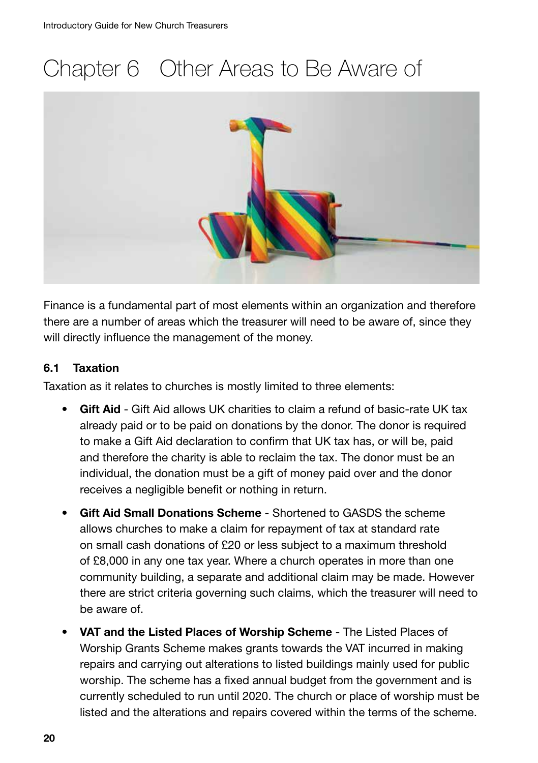# Chapter 6 Other Areas to Be Aware of

Finance is a fundamental part of most elements within an organization and therefore there are a number of areas which the treasurer will need to be aware of, since they will directly influence the management of the money.

### 6.1 Taxation

Taxation as it relates to churches is mostly limited to three elements:

- **Gift Aid** - Gift Aid allows UK charities to claim a refund of basic-rate UK tax already paid or to be paid on donations by the donor. The donor is required to make a Gift Aid declaration to confirm that UK tax has, or will be, paid and therefore the charity is able to reclaim the tax. The donor must be an individual, the donation must be a gift of money paid over and the donor receives a negligible benefit or nothing in return.
- **Gift Aid Small Donations Scheme** - Shortened to GASDS the scheme allows churches to make a claim for repayment of tax at standard rate on small cash donations of £20 or less subject to a maximum threshold of £8,000 in any one tax year. Where a church operates in more than one community building, a separate and additional claim may be made. However there are strict criteria governing such claims, which the treasurer will need to be aware of.
- **VAT and the Listed Places of Worship Scheme** - The Listed Places of Worship Grants Scheme makes grants towards the VAT incurred in making repairs and carrying out alterations to listed buildings mainly used for public worship. The scheme has a fixed annual budget from the government and is currently scheduled to run until 2020. The church or place of worship must be listed and the alterations and repairs covered within the terms of the scheme.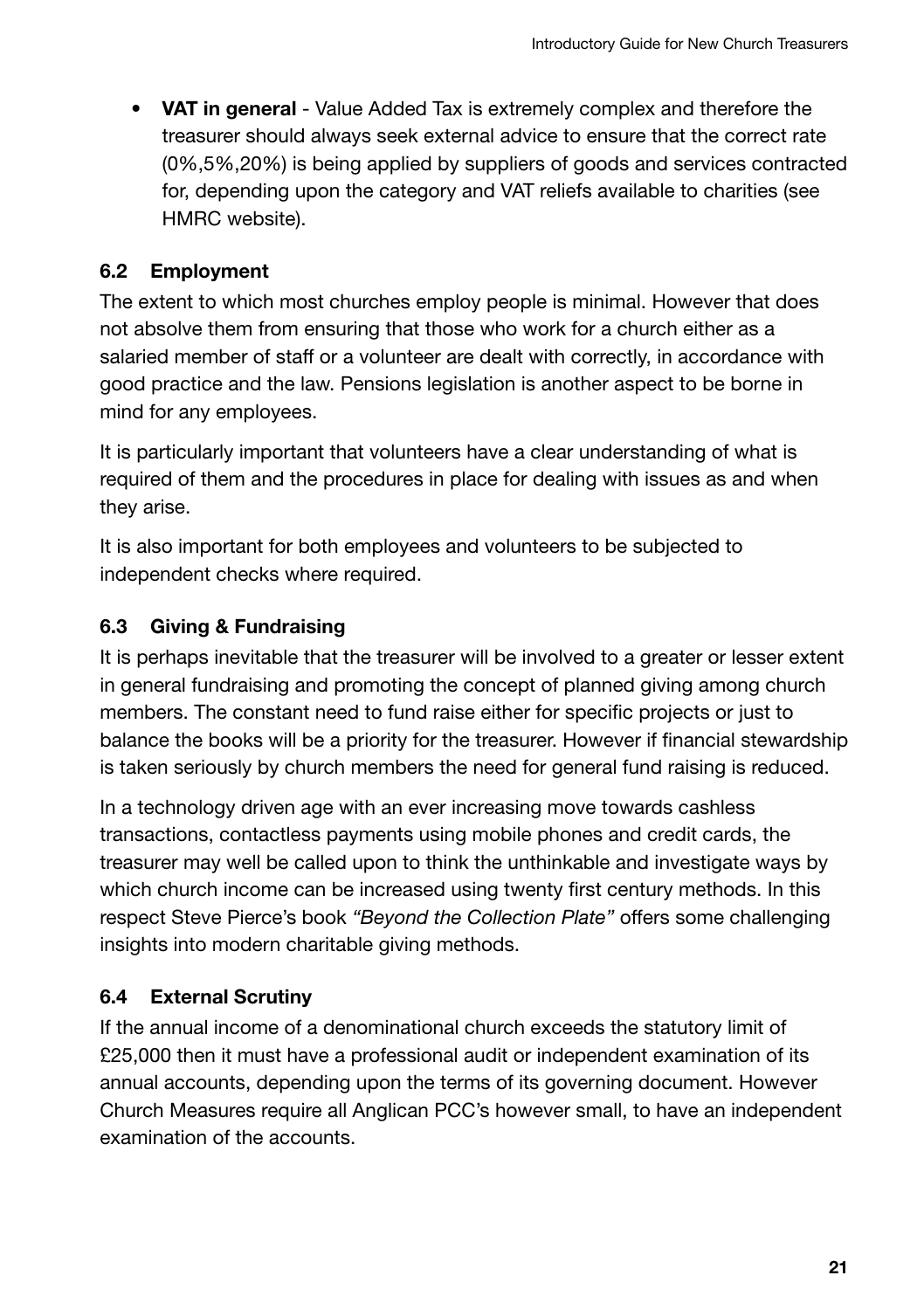- **VAT in general** - Value Added Tax is extremely complex and therefore the treasurer should always seek external advice to ensure that the correct rate (0%,5%,20%) is being applied by suppliers of goods and services contracted for, depending upon the category and VAT reliefs available to charities (see HMRC website).

### 6.2 Employment

The extent to which most churches employ people is minimal. However that does not absolve them from ensuring that those who work for a church either as a salaried member of staff or a volunteer are dealt with correctly, in accordance with good practice and the law. Pensions legislation is another aspect to be borne in mind for any employees.

It is particularly important that volunteers have a clear understanding of what is required of them and the procedures in place for dealing with issues as and when they arise.

It is also important for both employees and volunteers to be subjected to independent checks where required.

### 6.3 Giving & Fundraising

It is perhaps inevitable that the treasurer will be involved to a greater or lesser extent in general fundraising and promoting the concept of planned giving among church members. The constant need to fund raise either for specific projects or just to balance the books will be a priority for the treasurer. However if financial stewardship is taken seriously by church members the need for general fund raising is reduced.

In a technology driven age with an ever increasing move towards cashless transactions, contactless payments using mobile phones and credit cards, the treasurer may well be called upon to think the unthinkable and investigate ways by which church income can be increased using twenty first century methods. In this respect Steve Pierce's book *"Beyond the Collection Plate"* offers some challenging insights into modern charitable giving methods.

### 6.4 External Scrutiny

If the annual income of a denominational church exceeds the statutory limit of £25,000 then it must have a professional audit or independent examination of its annual accounts, depending upon the terms of its governing document. However Church Measures require all Anglican PCC's however small, to have an independent examination of the accounts.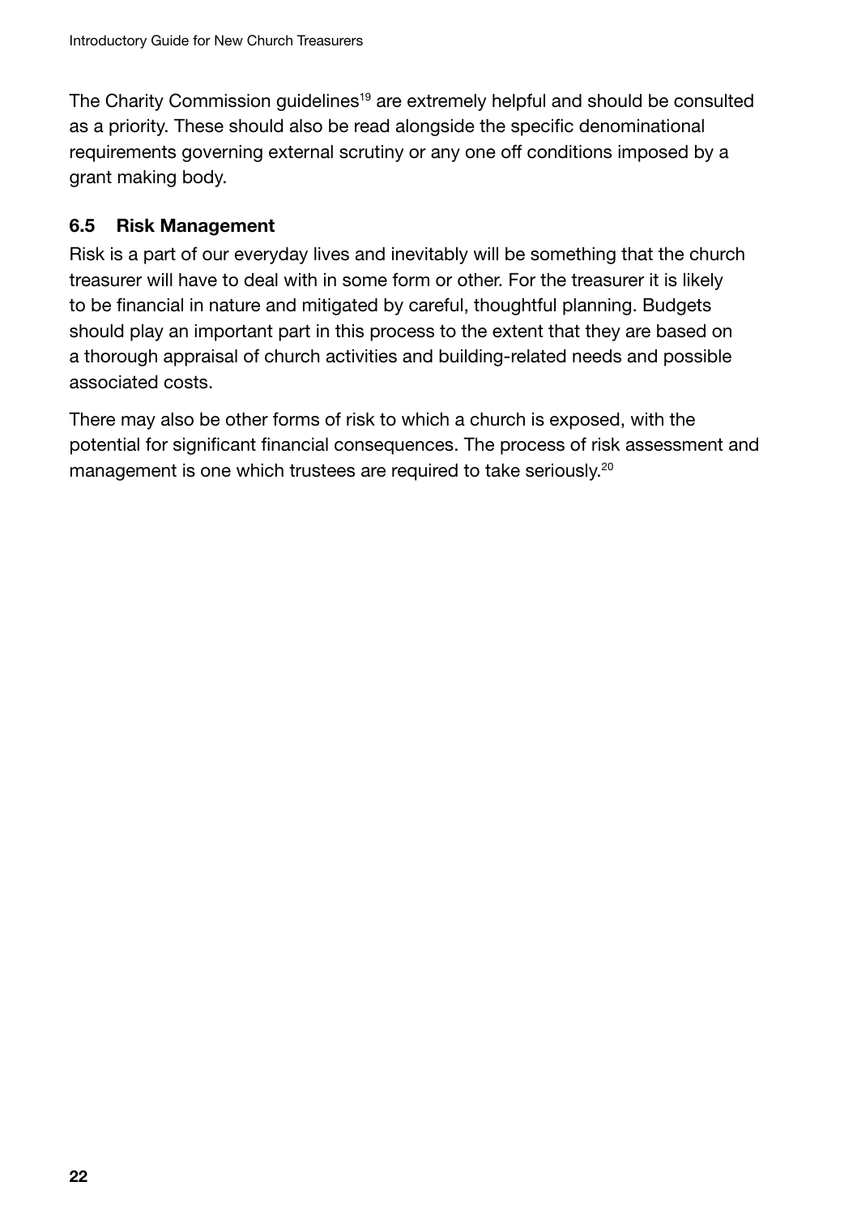The Charity Commission guidelines[19] are extremely helpful and should be consulted as a priority. These should also be read alongside the specific denominational requirements governing external scrutiny or any one off conditions imposed by a grant making body.

### 6.5 Risk Management

Risk is a part of our everyday lives and inevitably will be something that the church treasurer will have to deal with in some form or other. For the treasurer it is likely to be financial in nature and mitigated by careful, thoughtful planning. Budgets should play an important part in this process to the extent that they are based on a thorough appraisal of church activities and building-related needs and possible associated costs.

There may also be other forms of risk to which a church is exposed, with the potential for significant financial consequences. The process of risk assessment and management is one which trustees are required to take seriously.[20]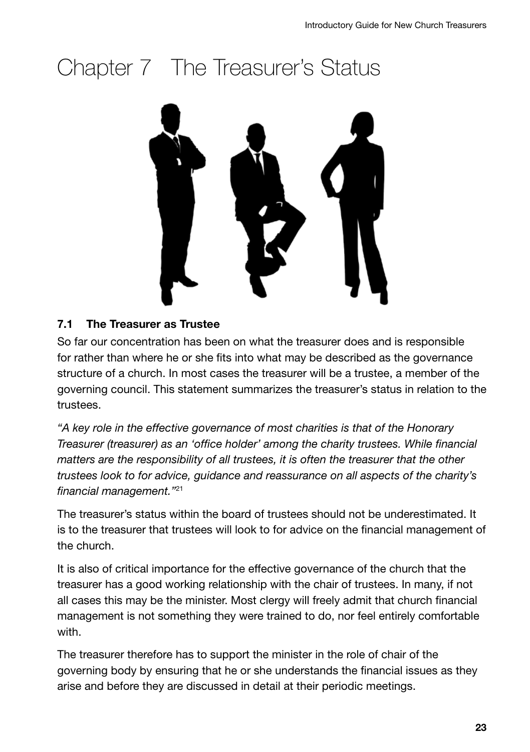# Chapter 7 The Treasurer's Status

### 7.1 The Treasurer as Trustee

So far our concentration has been on what the treasurer does and is responsible for rather than where he or she fits into what may be described as the governance structure of a church. In most cases the treasurer will be a trustee, a member of the governing council. This statement summarizes the treasurer's status in relation to the trustees.

*"A key role in the effective governance of most charities is that of the Honorary Treasurer (treasurer) as an 'office holder' among the charity trustees. While financial matters are the responsibility of all trustees, it is often the treasurer that the other trustees look to for advice, guidance and reassurance on all aspects of the charity's financial management."*[21]

The treasurer's status within the board of trustees should not be underestimated. It is to the treasurer that trustees will look to for advice on the financial management of the church.

It is also of critical importance for the effective governance of the church that the treasurer has a good working relationship with the chair of trustees. In many, if not all cases this may be the minister. Most clergy will freely admit that church financial management is not something they were trained to do, nor feel entirely comfortable with.

The treasurer therefore has to support the minister in the role of chair of the governing body by ensuring that he or she understands the financial issues as they arise and before they are discussed in detail at their periodic meetings.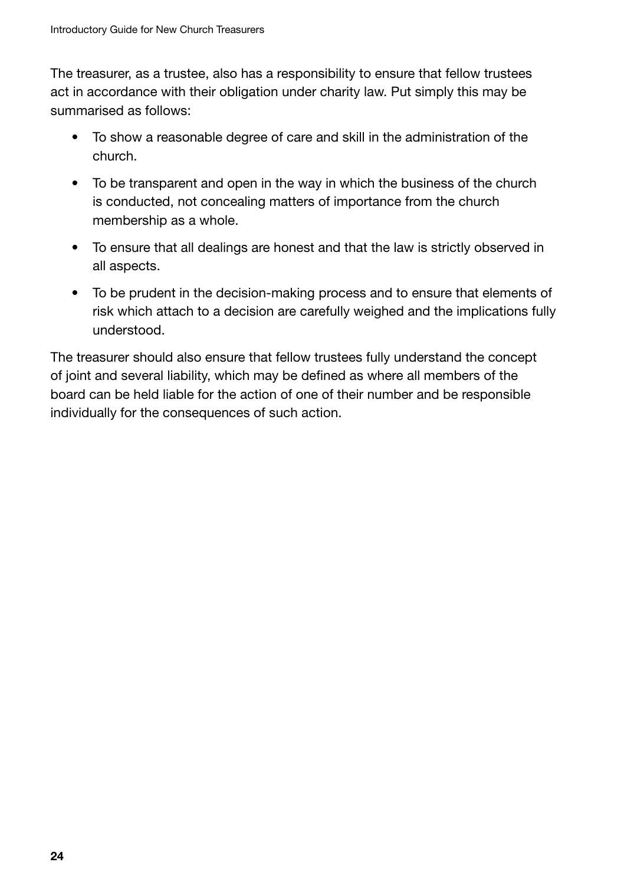The treasurer, as a trustee, also has a responsibility to ensure that fellow trustees act in accordance with their obligation under charity law. Put simply this may be summarised as follows:

- To show a reasonable degree of care and skill in the administration of the church.
- To be transparent and open in the way in which the business of the church is conducted, not concealing matters of importance from the church membership as a whole.
- To ensure that all dealings are honest and that the law is strictly observed in all aspects.
- To be prudent in the decision-making process and to ensure that elements of risk which attach to a decision are carefully weighed and the implications fully understood.

The treasurer should also ensure that fellow trustees fully understand the concept of joint and several liability, which may be defined as where all members of the board can be held liable for the action of one of their number and be responsible individually for the consequences of such action.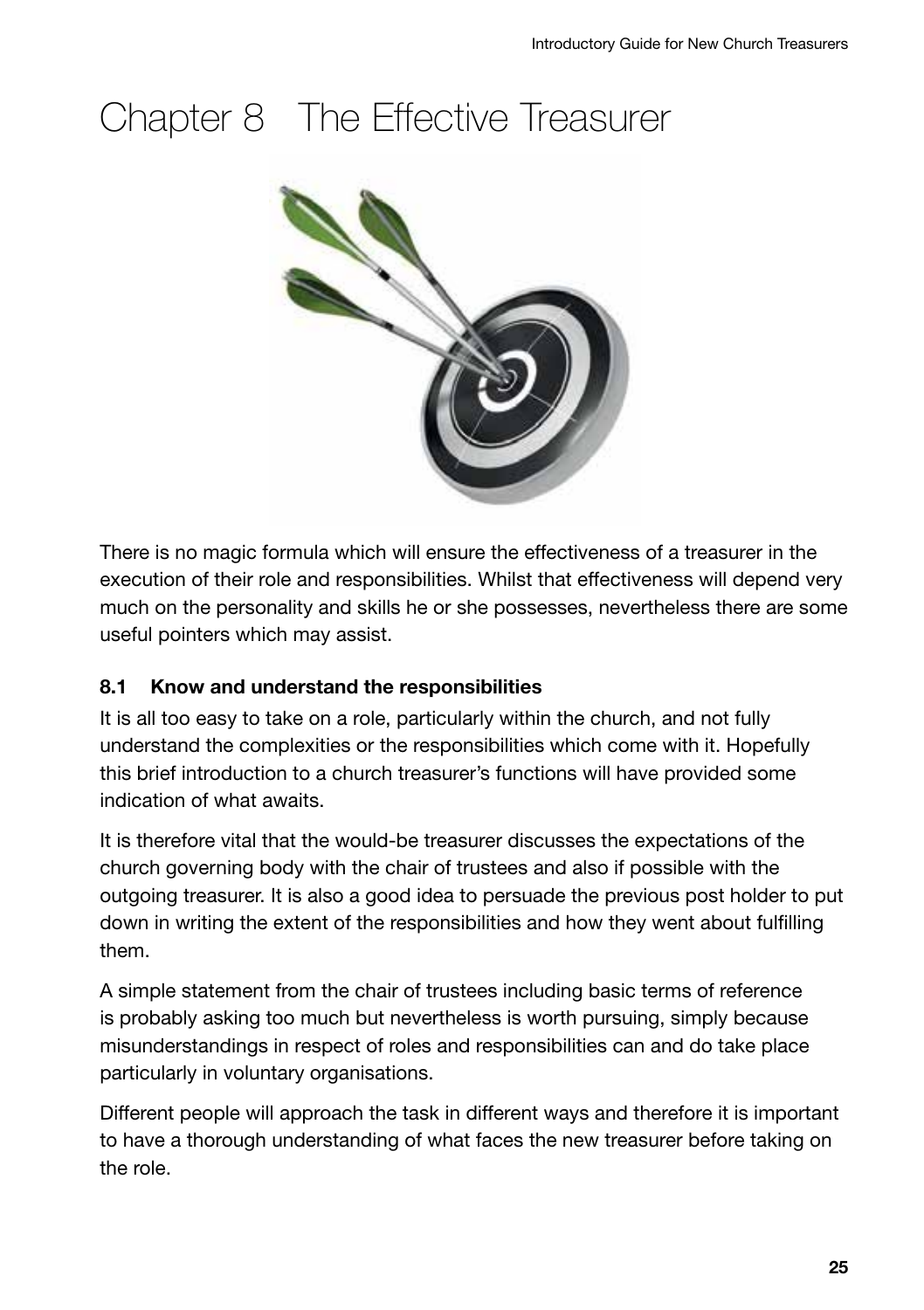# Chapter 8 The Effective Treasurer

There is no magic formula which will ensure the effectiveness of a treasurer in the execution of their role and responsibilities. Whilst that effectiveness will depend very much on the personality and skills he or she possesses, nevertheless there are some useful pointers which may assist.

### 8.1 Know and understand the responsibilities

It is all too easy to take on a role, particularly within the church, and not fully understand the complexities or the responsibilities which come with it. Hopefully this brief introduction to a church treasurer's functions will have provided some indication of what awaits.

It is therefore vital that the would-be treasurer discusses the expectations of the church governing body with the chair of trustees and also if possible with the outgoing treasurer. It is also a good idea to persuade the previous post holder to put down in writing the extent of the responsibilities and how they went about fulfilling them.

A simple statement from the chair of trustees including basic terms of reference is probably asking too much but nevertheless is worth pursuing, simply because misunderstandings in respect of roles and responsibilities can and do take place particularly in voluntary organisations.

Different people will approach the task in different ways and therefore it is important to have a thorough understanding of what faces the new treasurer before taking on the role.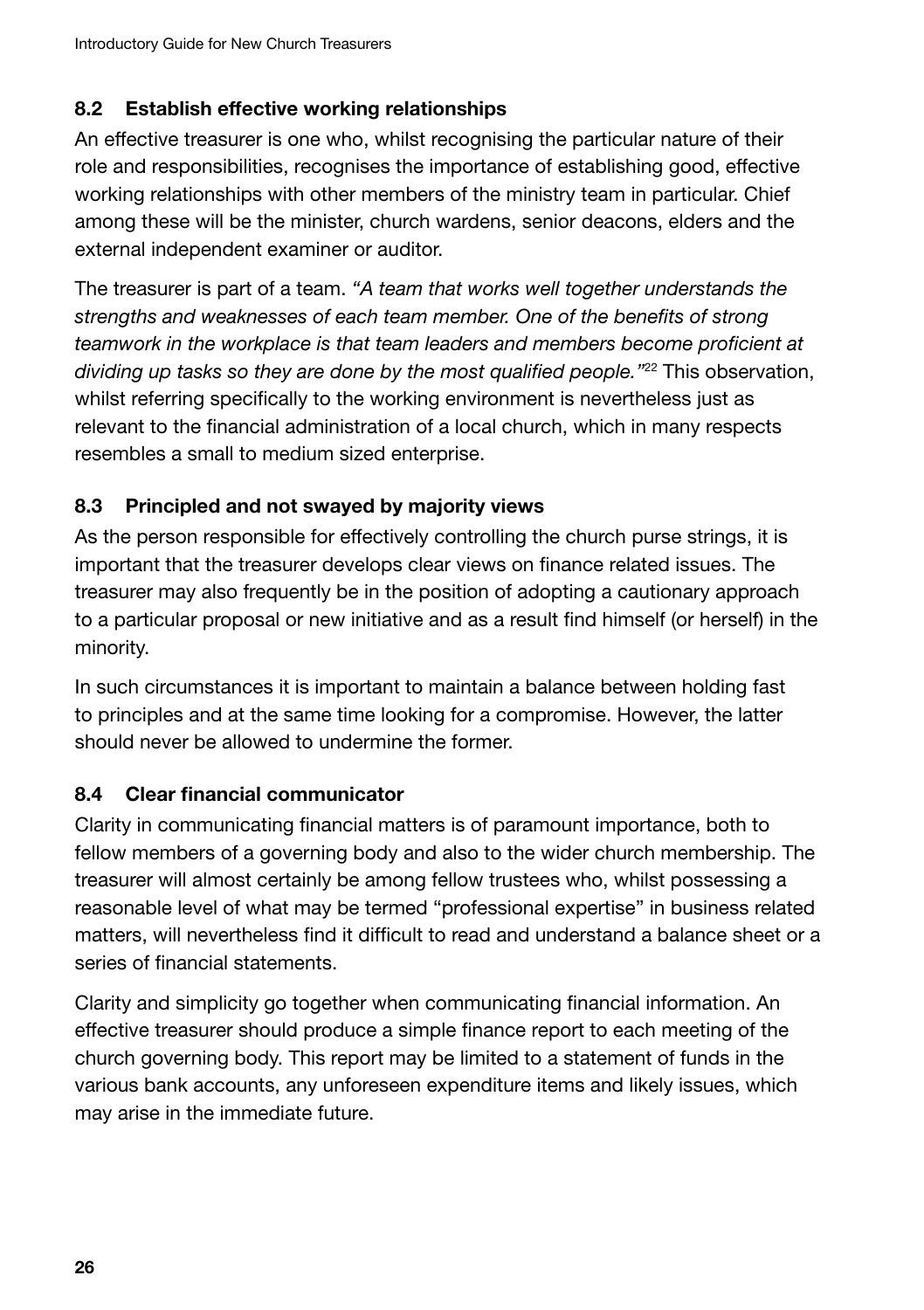### 8.2 Establish effective working relationships

An effective treasurer is one who, whilst recognising the particular nature of their role and responsibilities, recognises the importance of establishing good, effective working relationships with other members of the ministry team in particular. Chief among these will be the minister, church wardens, senior deacons, elders and the external independent examiner or auditor.

The treasurer is part of a team. *"A team that works well together understands the strengths and weaknesses of each team member. One of the benefits of strong teamwork in the workplace is that team leaders and members become proficient at dividing up tasks so they are done by the most qualified people."*[22] This observation, whilst referring specifically to the working environment is nevertheless just as relevant to the financial administration of a local church, which in many respects resembles a small to medium sized enterprise.

### 8.3 Principled and not swayed by majority views

As the person responsible for effectively controlling the church purse strings, it is important that the treasurer develops clear views on finance related issues. The treasurer may also frequently be in the position of adopting a cautionary approach to a particular proposal or new initiative and as a result find himself (or herself) in the minority.

In such circumstances it is important to maintain a balance between holding fast to principles and at the same time looking for a compromise. However, the latter should never be allowed to undermine the former.

### 8.4 Clear financial communicator

Clarity in communicating financial matters is of paramount importance, both to fellow members of a governing body and also to the wider church membership. The treasurer will almost certainly be among fellow trustees who, whilst possessing a reasonable level of what may be termed "professional expertise" in business related matters, will nevertheless find it difficult to read and understand a balance sheet or a series of financial statements.

Clarity and simplicity go together when communicating financial information. An effective treasurer should produce a simple finance report to each meeting of the church governing body. This report may be limited to a statement of funds in the various bank accounts, any unforeseen expenditure items and likely issues, which may arise in the immediate future.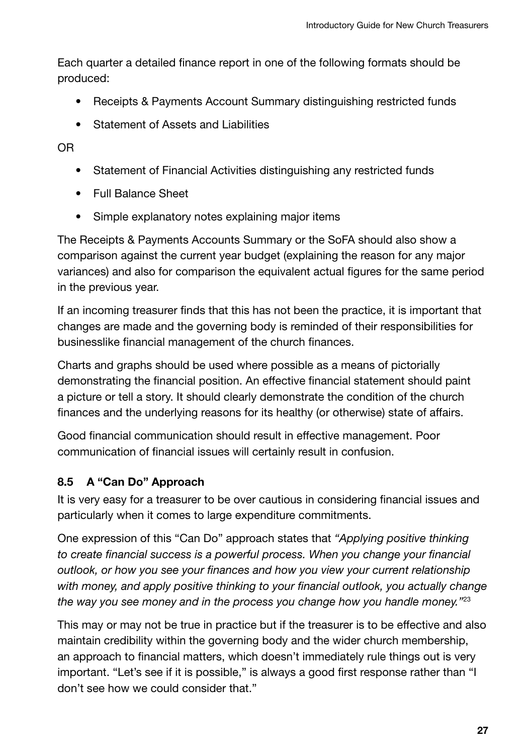Each quarter a detailed finance report in one of the following formats should be produced:

- Receipts & Payments Account Summary distinguishing restricted funds
- Statement of Assets and Liabilities

OR

- Statement of Financial Activities distinguishing any restricted funds
- Full Balance Sheet
- Simple explanatory notes explaining major items

The Receipts & Payments Accounts Summary or the SoFA should also show a comparison against the current year budget (explaining the reason for any major variances) and also for comparison the equivalent actual figures for the same period in the previous year.

If an incoming treasurer finds that this has not been the practice, it is important that changes are made and the governing body is reminded of their responsibilities for businesslike financial management of the church finances.

Charts and graphs should be used where possible as a means of pictorially demonstrating the financial position. An effective financial statement should paint a picture or tell a story. It should clearly demonstrate the condition of the church finances and the underlying reasons for its healthy (or otherwise) state of affairs.

Good financial communication should result in effective management. Poor communication of financial issues will certainly result in confusion.

### 8.5 A "Can Do" Approach

It is very easy for a treasurer to be over cautious in considering financial issues and particularly when it comes to large expenditure commitments.

One expression of this "Can Do" approach states that *"Applying positive thinking to create financial success is a powerful process. When you change your financial outlook, or how you see your finances and how you view your current relationship with money, and apply positive thinking to your financial outlook, you actually change the way you see money and in the process you change how you handle money."*[23]

This may or may not be true in practice but if the treasurer is to be effective and also maintain credibility within the governing body and the wider church membership, an approach to financial matters, which doesn't immediately rule things out is very important. "Let's see if it is possible," is always a good first response rather than "I don't see how we could consider that."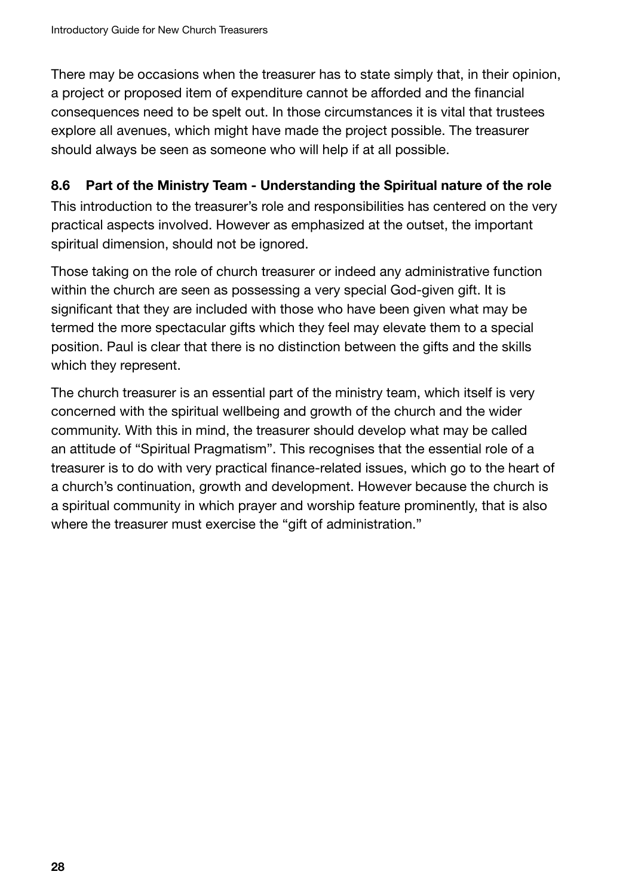There may be occasions when the treasurer has to state simply that, in their opinion, a project or proposed item of expenditure cannot be afforded and the financial consequences need to be spelt out. In those circumstances it is vital that trustees explore all avenues, which might have made the project possible. The treasurer should always be seen as someone who will help if at all possible.

### 8.6 Part of the Ministry Team - Understanding the Spiritual nature of the role

This introduction to the treasurer's role and responsibilities has centered on the very practical aspects involved. However as emphasized at the outset, the important spiritual dimension, should not be ignored.

Those taking on the role of church treasurer or indeed any administrative function within the church are seen as possessing a very special God-given gift. It is significant that they are included with those who have been given what may be termed the more spectacular gifts which they feel may elevate them to a special position. Paul is clear that there is no distinction between the gifts and the skills which they represent.

The church treasurer is an essential part of the ministry team, which itself is very concerned with the spiritual wellbeing and growth of the church and the wider community. With this in mind, the treasurer should develop what may be called an attitude of "Spiritual Pragmatism". This recognises that the essential role of a treasurer is to do with very practical finance-related issues, which go to the heart of a church's continuation, growth and development. However because the church is a spiritual community in which prayer and worship feature prominently, that is also where the treasurer must exercise the "gift of administration."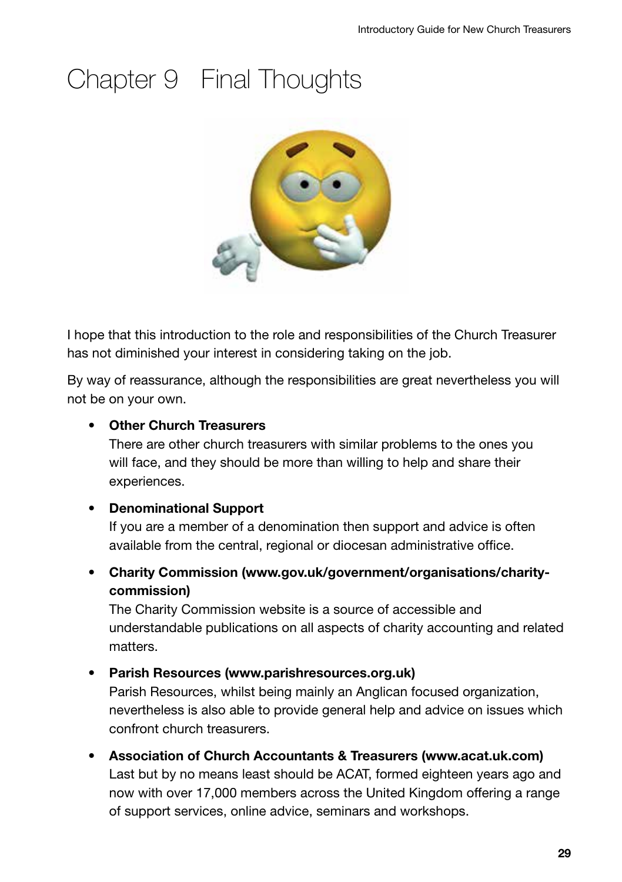# Chapter 9 Final Thoughts

I hope that this introduction to the role and responsibilities of the Church Treasurer has not diminished your interest in considering taking on the job.

By way of reassurance, although the responsibilities are great nevertheless you will not be on your own.

- **Other Church Treasurers**
  There are other church treasurers with similar problems to the ones you will face, and they should be more than willing to help and share their experiences.

- **Denominational Support**
  If you are a member of a denomination then support and advice is often available from the central, regional or diocesan administrative office.

- **Charity Commission (www.gov.uk/government/organisations/charity-commission)**
  The Charity Commission website is a source of accessible and understandable publications on all aspects of charity accounting and related matters.

- **Parish Resources (www.parishresources.org.uk)**
  Parish Resources, whilst being mainly an Anglican focused organization, nevertheless is also able to provide general help and advice on issues which confront church treasurers.

- **Association of Church Accountants & Treasurers (www.acat.uk.com)**
  Last but by no means least should be ACAT, formed eighteen years ago and now with over 17,000 members across the United Kingdom offering a range of support services, online advice, seminars and workshops.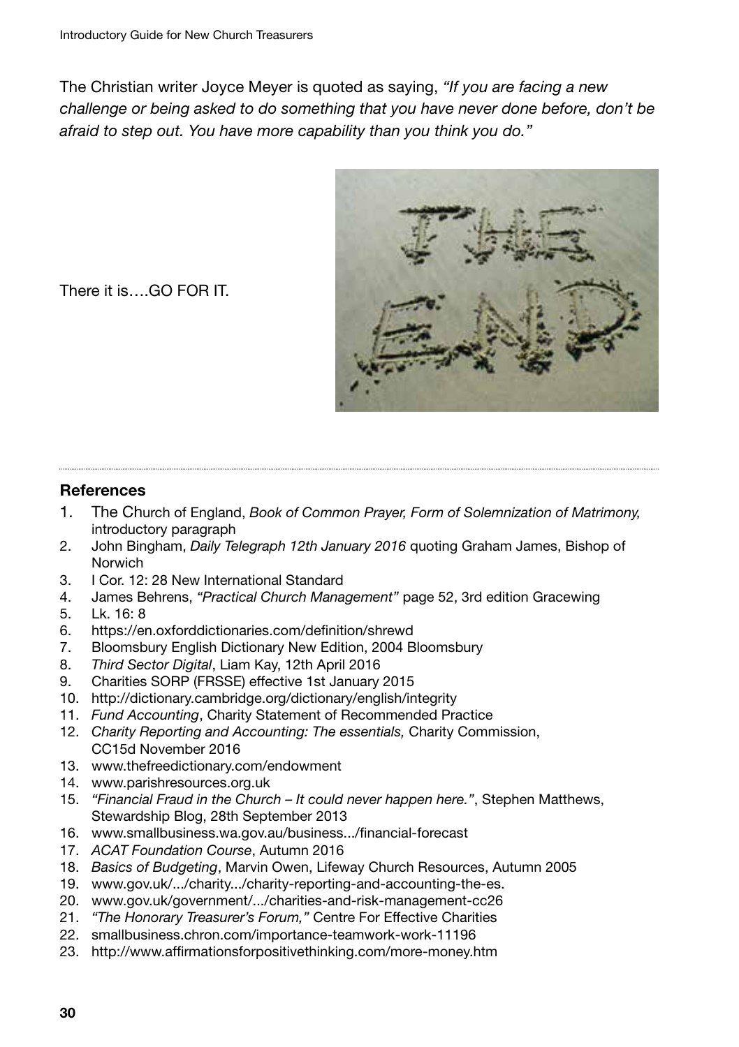The Christian writer Joyce Meyer is quoted as saying, *"If you are facing a new challenge or being asked to do something that you have never done before, don't be afraid to step out. You have more capability than you think you do."*

There it is….GO FOR IT.

## References

1. The Church of England, *Book of Common Prayer, Form of Solemnization of Matrimony,* introductory paragraph
2. John Bingham, *Daily Telegraph 12th January 2016* quoting Graham James, Bishop of Norwich
3. I Cor. 12: 28 New International Standard
4. James Behrens, *"Practical Church Management"* page 52, 3rd edition Gracewing
5. Lk. 16: 8
6. https://en.oxforddictionaries.com/definition/shrewd
7. Bloomsbury English Dictionary New Edition, 2004 Bloomsbury
8. *Third Sector Digital*, Liam Kay, 12th April 2016
9. Charities SORP (FRSSE) effective 1st January 2015
10. http://dictionary.cambridge.org/dictionary/english/integrity
11. *Fund Accounting*, Charity Statement of Recommended Practice
12. *Charity Reporting and Accounting: The essentials,* Charity Commission, CC15d November 2016
13. www.thefreedictionary.com/endowment
14. www.parishresources.org.uk
15. *"Financial Fraud in the Church – It could never happen here."*, Stephen Matthews, Stewardship Blog, 28th September 2013
16. www.smallbusiness.wa.gov.au/business.../financial-forecast
17. *ACAT Foundation Course*, Autumn 2016
18. *Basics of Budgeting*, Marvin Owen, Lifeway Church Resources, Autumn 2005
19. www.gov.uk/.../charity.../charity-reporting-and-accounting-the-es.
20. www.gov.uk/government/.../charities-and-risk-management-cc26
21. *"The Honorary Treasurer's Forum,"* Centre For Effective Charities
22. smallbusiness.chron.com/importance-teamwork-work-11196
23. http://www.affirmationsforpositivethinking.com/more-money.htm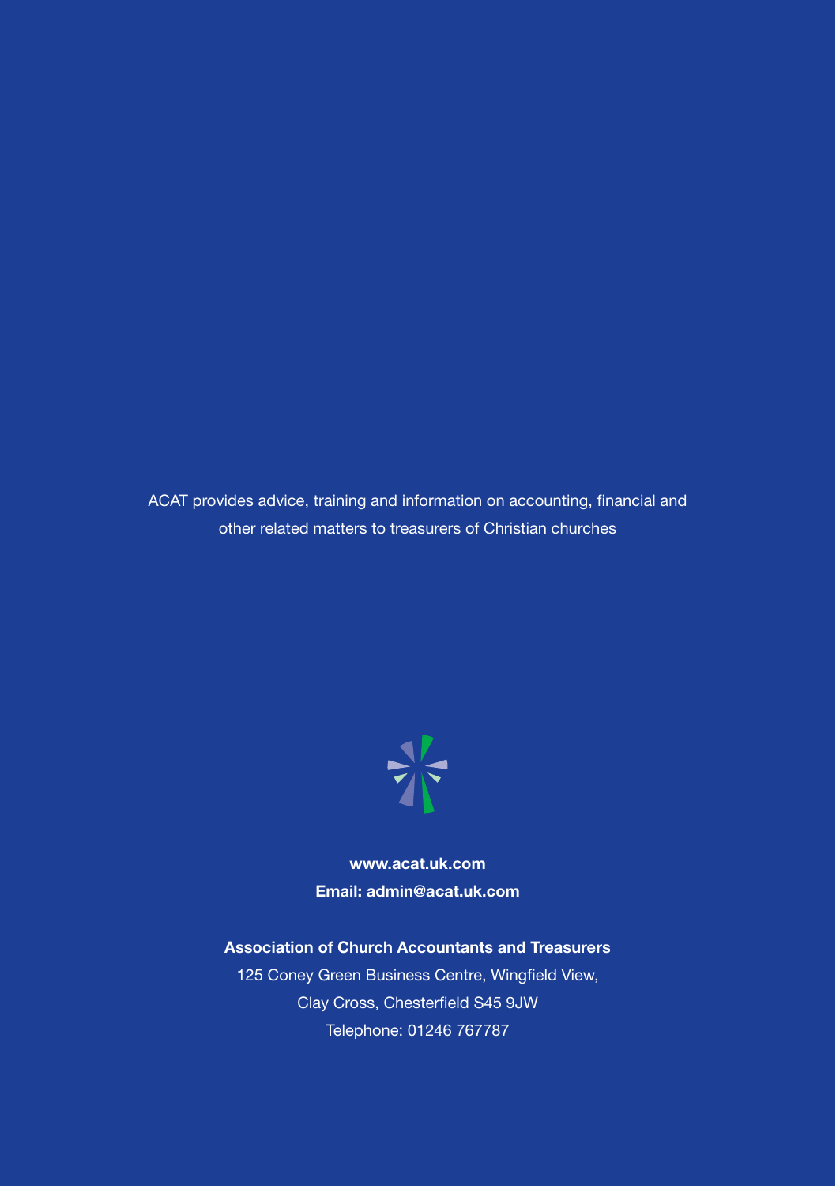ACAT provides advice, training and information on accounting, financial and other related matters to treasurers of Christian churches

**www.acat.uk.com**
**Email: admin@acat.uk.com**

**Association of Church Accountants and Treasurers**
125 Coney Green Business Centre, Wingfield View,
Clay Cross, Chesterfield S45 9JW
Telephone: 01246 767787